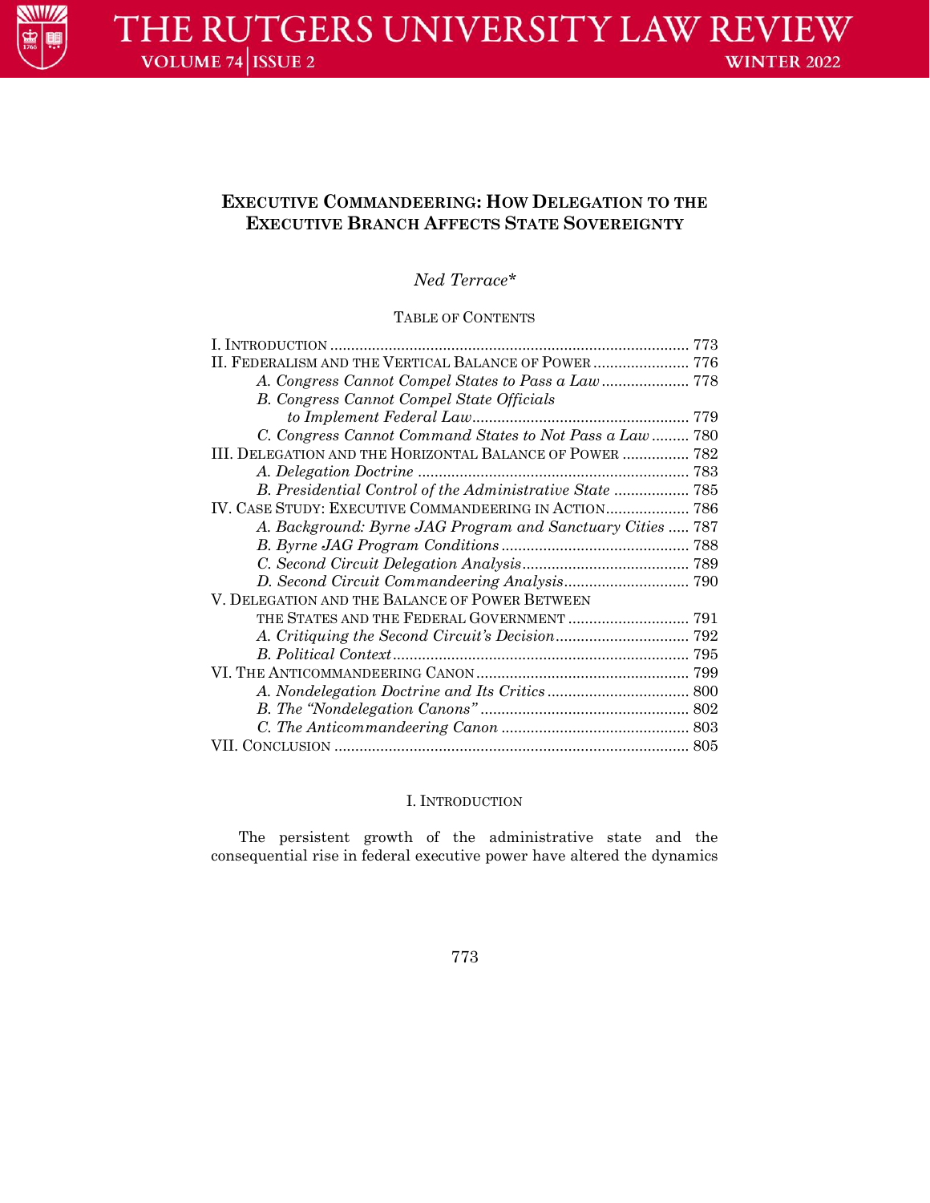**EXECUTIVE COMMANDEERING: HOW DELEGATION TO THE EXECUTIVE BRANCH AFFECTS STATE SOVEREIGNTY**

*Ned Terrace\**

TABLE OF CONTENTS

I. INTRODUCTION ..... 773
II. FEDERALISM AND THE VERTICAL BALANCE OF POWER ..... 776
  *A. Congress Cannot Compel States to Pass a Law* ..... 778
  *B. Congress Cannot Compel State Officials to Implement Federal Law* ..... 779
  *C. Congress Cannot Command States to Not Pass a Law* ..... 780
III. DELEGATION AND THE HORIZONTAL BALANCE OF POWER ..... 782
  *A. Delegation Doctrine* ..... 783
  *B. Presidential Control of the Administrative State* ..... 785
IV. CASE STUDY: EXECUTIVE COMMANDEERING IN ACTION ..... 786
  *A. Background: Byrne JAG Program and Sanctuary Cities* ..... 787
  *B. Byrne JAG Program Conditions* ..... 788
  *C. Second Circuit Delegation Analysis* ..... 789
  *D. Second Circuit Commandeering Analysis* ..... 790
V. DELEGATION AND THE BALANCE OF POWER BETWEEN THE STATES AND THE FEDERAL GOVERNMENT ..... 791
  *A. Critiquing the Second Circuit's Decision* ..... 792
  *B. Political Context* ..... 795
VI. THE ANTICOMMANDEERING CANON ..... 799
  *A. Nondelegation Doctrine and Its Critics* ..... 800
  *B. The "Nondelegation Canons"* ..... 802
  *C. The Anticommandeering Canon* ..... 803
VII. CONCLUSION ..... 805

## I. INTRODUCTION

The persistent growth of the administrative state and the consequential rise in federal executive power have altered the dynamics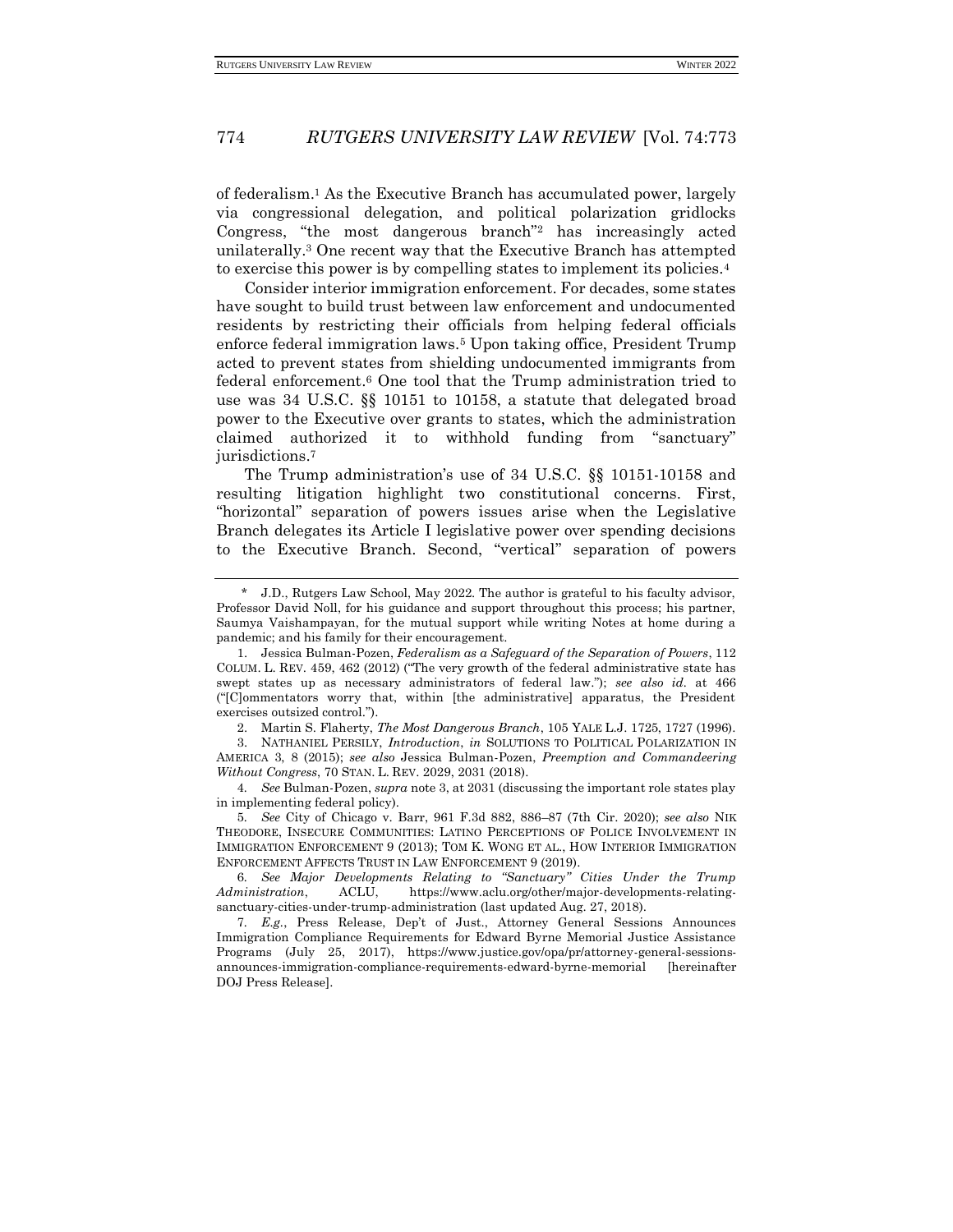of federalism.[1] As the Executive Branch has accumulated power, largely via congressional delegation, and political polarization gridlocks Congress, "the most dangerous branch"[2] has increasingly acted unilaterally.[3] One recent way that the Executive Branch has attempted to exercise this power is by compelling states to implement its policies.[4]

Consider interior immigration enforcement. For decades, some states have sought to build trust between law enforcement and undocumented residents by restricting their officials from helping federal officials enforce federal immigration laws.[5] Upon taking office, President Trump acted to prevent states from shielding undocumented immigrants from federal enforcement.[6] One tool that the Trump administration tried to use was 34 U.S.C. §§ 10151 to 10158, a statute that delegated broad power to the Executive over grants to states, which the administration claimed authorized it to withhold funding from "sanctuary" jurisdictions.[7]

The Trump administration's use of 34 U.S.C. §§ 10151-10158 and resulting litigation highlight two constitutional concerns. First, "horizontal" separation of powers issues arise when the Legislative Branch delegates its Article I legislative power over spending decisions to the Executive Branch. Second, "vertical" separation of powers

---

\* J.D., Rutgers Law School, May 2022. The author is grateful to his faculty advisor, Professor David Noll, for his guidance and support throughout this process; his partner, Saumya Vaishampayan, for the mutual support while writing Notes at home during a pandemic; and his family for their encouragement.

1. Jessica Bulman-Pozen, *Federalism as a Safeguard of the Separation of Powers*, 112 COLUM. L. REV. 459, 462 (2012) ("The very growth of the federal administrative state has swept states up as necessary administrators of federal law."); *see also id.* at 466 ("[C]ommentators worry that, within [the administrative] apparatus, the President exercises outsized control.").

2. Martin S. Flaherty, *The Most Dangerous Branch*, 105 YALE L.J. 1725, 1727 (1996).

3. NATHANIEL PERSILY, *Introduction*, *in* SOLUTIONS TO POLITICAL POLARIZATION IN AMERICA 3, 8 (2015); *see also* Jessica Bulman-Pozen, *Preemption and Commandeering Without Congress*, 70 STAN. L. REV. 2029, 2031 (2018).

4. *See* Bulman-Pozen, *supra* note 3, at 2031 (discussing the important role states play in implementing federal policy).

5. *See* City of Chicago v. Barr, 961 F.3d 882, 886–87 (7th Cir. 2020); *see also* NIK THEODORE, INSECURE COMMUNITIES: LATINO PERCEPTIONS OF POLICE INVOLVEMENT IN IMMIGRATION ENFORCEMENT 9 (2013); TOM K. WONG ET AL., HOW INTERIOR IMMIGRATION ENFORCEMENT AFFECTS TRUST IN LAW ENFORCEMENT 9 (2019).

6. *See Major Developments Relating to "Sanctuary" Cities Under the Trump Administration*, ACLU, https://www.aclu.org/other/major-developments-relating-sanctuary-cities-under-trump-administration (last updated Aug. 27, 2018).

7. *E.g.*, Press Release, Dep't of Just., Attorney General Sessions Announces Immigration Compliance Requirements for Edward Byrne Memorial Justice Assistance Programs (July 25, 2017), https://www.justice.gov/opa/pr/attorney-general-sessions-announces-immigration-compliance-requirements-edward-byrne-memorial [hereinafter DOJ Press Release].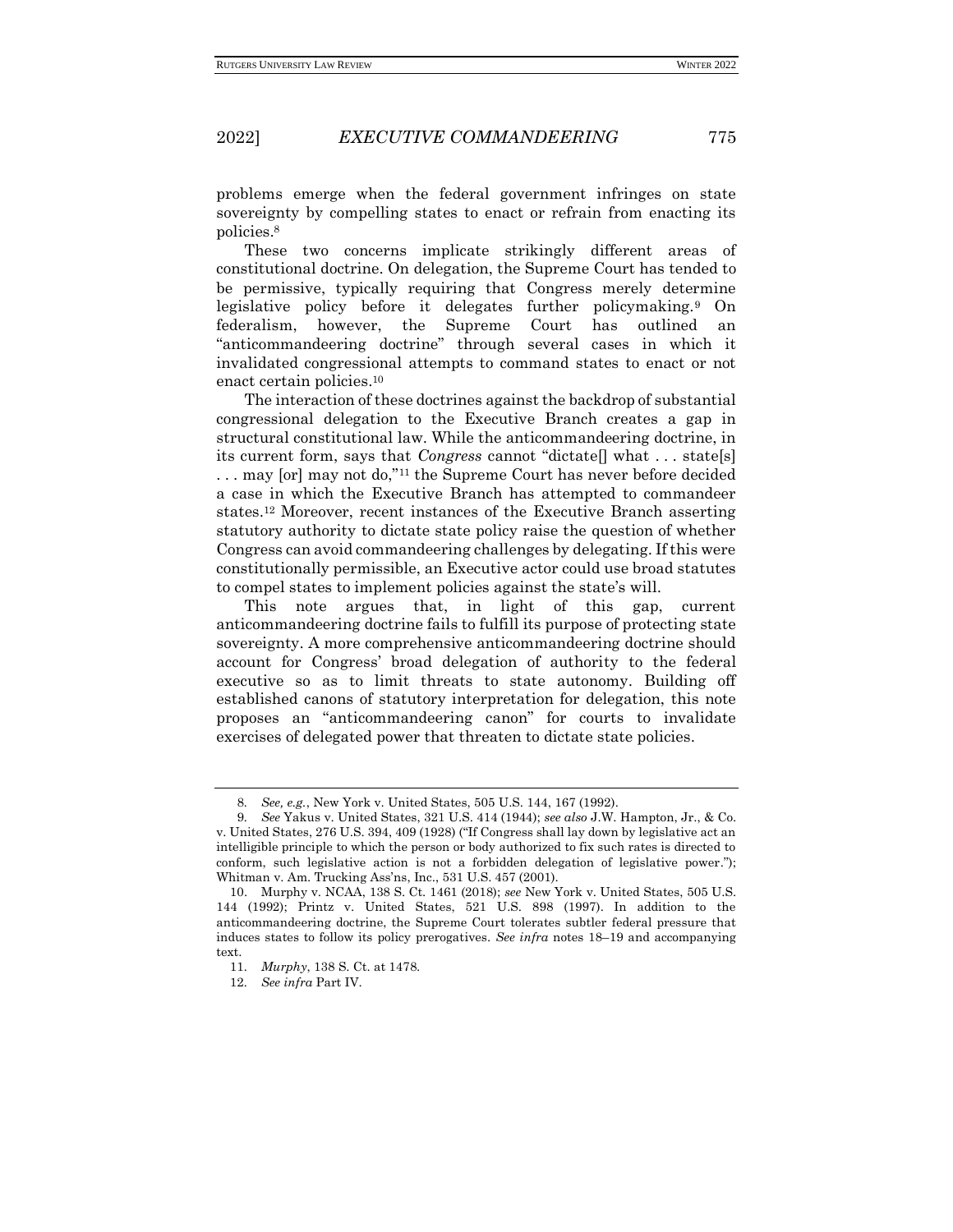problems emerge when the federal government infringes on state sovereignty by compelling states to enact or refrain from enacting its policies.[8]

These two concerns implicate strikingly different areas of constitutional doctrine. On delegation, the Supreme Court has tended to be permissive, typically requiring that Congress merely determine legislative policy before it delegates further policymaking.[9] On federalism, however, the Supreme Court has outlined an "anticommandeering doctrine" through several cases in which it invalidated congressional attempts to command states to enact or not enact certain policies.[10]

The interaction of these doctrines against the backdrop of substantial congressional delegation to the Executive Branch creates a gap in structural constitutional law. While the anticommandeering doctrine, in its current form, says that *Congress* cannot "dictate[] what . . . state[s] . . . may [or] may not do,"[11] the Supreme Court has never before decided a case in which the Executive Branch has attempted to commandeer states.[12] Moreover, recent instances of the Executive Branch asserting statutory authority to dictate state policy raise the question of whether Congress can avoid commandeering challenges by delegating. If this were constitutionally permissible, an Executive actor could use broad statutes to compel states to implement policies against the state's will.

This note argues that, in light of this gap, current anticommandeering doctrine fails to fulfill its purpose of protecting state sovereignty. A more comprehensive anticommandeering doctrine should account for Congress' broad delegation of authority to the federal executive so as to limit threats to state autonomy. Building off established canons of statutory interpretation for delegation, this note proposes an "anticommandeering canon" for courts to invalidate exercises of delegated power that threaten to dictate state policies.

---

8. *See, e.g.*, New York v. United States, 505 U.S. 144, 167 (1992).

9. *See* Yakus v. United States, 321 U.S. 414 (1944); *see also* J.W. Hampton, Jr., & Co. v. United States, 276 U.S. 394, 409 (1928) ("If Congress shall lay down by legislative act an intelligible principle to which the person or body authorized to fix such rates is directed to conform, such legislative action is not a forbidden delegation of legislative power."); Whitman v. Am. Trucking Ass'ns, Inc., 531 U.S. 457 (2001).

10. Murphy v. NCAA, 138 S. Ct. 1461 (2018); *see* New York v. United States, 505 U.S. 144 (1992); Printz v. United States, 521 U.S. 898 (1997). In addition to the anticommandeering doctrine, the Supreme Court tolerates subtler federal pressure that induces states to follow its policy prerogatives. *See infra* notes 18–19 and accompanying text.

11. *Murphy*, 138 S. Ct. at 1478.

12. *See infra* Part IV.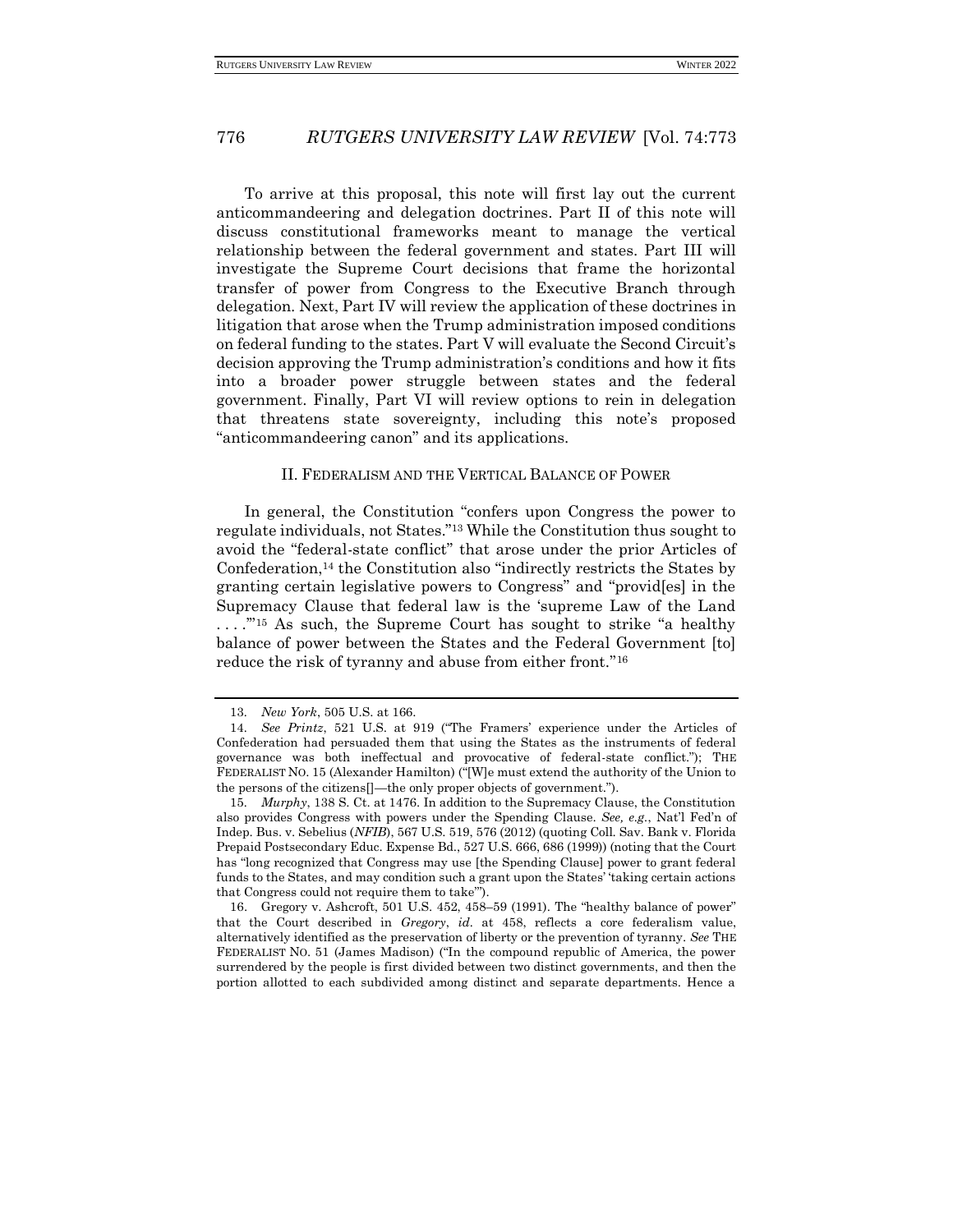To arrive at this proposal, this note will first lay out the current anticommandeering and delegation doctrines. Part II of this note will discuss constitutional frameworks meant to manage the vertical relationship between the federal government and states. Part III will investigate the Supreme Court decisions that frame the horizontal transfer of power from Congress to the Executive Branch through delegation. Next, Part IV will review the application of these doctrines in litigation that arose when the Trump administration imposed conditions on federal funding to the states. Part V will evaluate the Second Circuit's decision approving the Trump administration's conditions and how it fits into a broader power struggle between states and the federal government. Finally, Part VI will review options to rein in delegation that threatens state sovereignty, including this note's proposed "anticommandeering canon" and its applications.

## II. FEDERALISM AND THE VERTICAL BALANCE OF POWER

In general, the Constitution "confers upon Congress the power to regulate individuals, not States."[13] While the Constitution thus sought to avoid the "federal-state conflict" that arose under the prior Articles of Confederation,[14] the Constitution also "indirectly restricts the States by granting certain legislative powers to Congress" and "provid[es] in the Supremacy Clause that federal law is the 'supreme Law of the Land . . . .'"[15] As such, the Supreme Court has sought to strike "a healthy balance of power between the States and the Federal Government [to] reduce the risk of tyranny and abuse from either front."[16]

---

13. *New York*, 505 U.S. at 166.

14. *See Printz*, 521 U.S. at 919 ("The Framers' experience under the Articles of Confederation had persuaded them that using the States as the instruments of federal governance was both ineffectual and provocative of federal-state conflict."); THE FEDERALIST NO. 15 (Alexander Hamilton) ("[W]e must extend the authority of the Union to the persons of the citizens[]—the only proper objects of government.").

15. *Murphy*, 138 S. Ct. at 1476. In addition to the Supremacy Clause, the Constitution also provides Congress with powers under the Spending Clause. *See, e.g.*, Nat'l Fed'n of Indep. Bus. v. Sebelius (*NFIB*), 567 U.S. 519, 576 (2012) (quoting Coll. Sav. Bank v. Florida Prepaid Postsecondary Educ. Expense Bd., 527 U.S. 666, 686 (1999)) (noting that the Court has "long recognized that Congress may use [the Spending Clause] power to grant federal funds to the States, and may condition such a grant upon the States' 'taking certain actions that Congress could not require them to take'").

16. Gregory v. Ashcroft, 501 U.S. 452, 458–59 (1991). The "healthy balance of power" that the Court described in *Gregory*, *id.* at 458, reflects a core federalism value, alternatively identified as the preservation of liberty or the prevention of tyranny. *See* THE FEDERALIST NO. 51 (James Madison) ("In the compound republic of America, the power surrendered by the people is first divided between two distinct governments, and then the portion allotted to each subdivided among distinct and separate departments. Hence a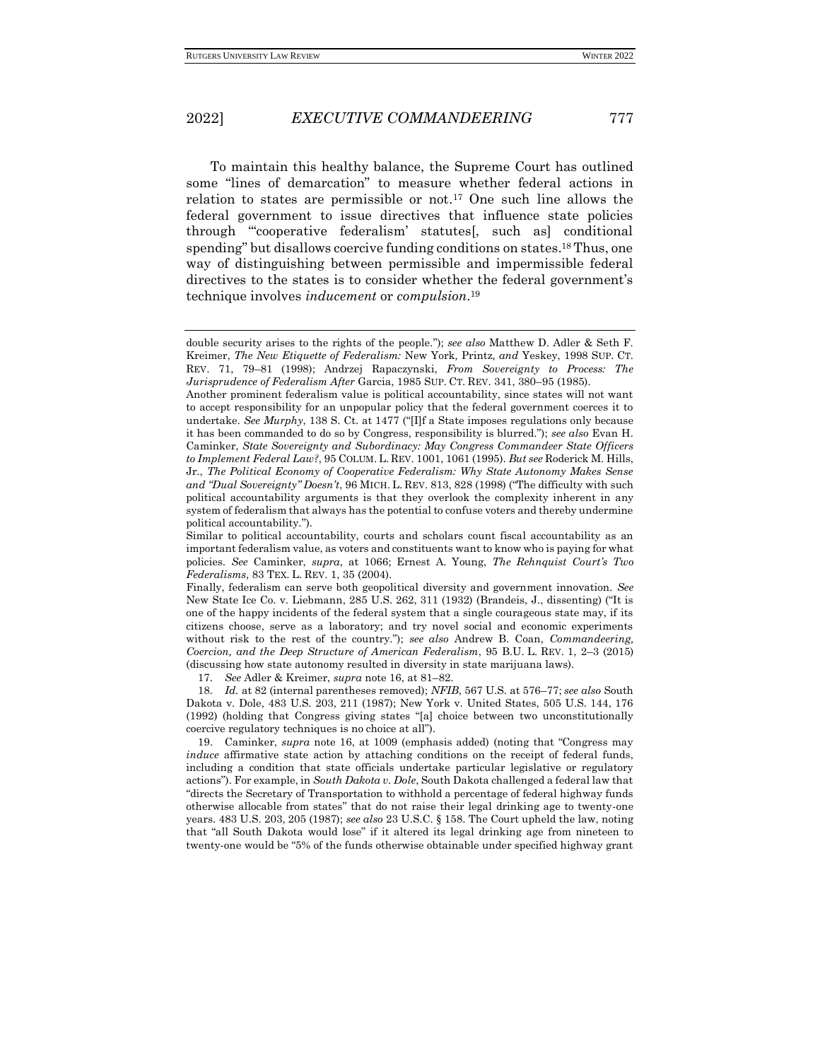To maintain this healthy balance, the Supreme Court has outlined some "lines of demarcation" to measure whether federal actions in relation to states are permissible or not.[17] One such line allows the federal government to issue directives that influence state policies through "'cooperative federalism' statutes[, such as] conditional spending" but disallows coercive funding conditions on states.[18] Thus, one way of distinguishing between permissible and impermissible federal directives to the states is to consider whether the federal government's technique involves *inducement* or *compulsion*.[19]

---

double security arises to the rights of the people."); *see also* Matthew D. Adler & Seth F. Kreimer, *The New Etiquette of Federalism:* New York*,* Printz*, and* Yeskey, 1998 SUP. CT. REV. 71, 79–81 (1998); Andrzej Rapaczynski, *From Sovereignty to Process: The Jurisprudence of Federalism After* Garcia, 1985 SUP. CT. REV. 341, 380–95 (1985).

Another prominent federalism value is political accountability, since states will not want to accept responsibility for an unpopular policy that the federal government coerces it to undertake. *See Murphy*, 138 S. Ct. at 1477 ("[I]f a State imposes regulations only because it has been commanded to do so by Congress, responsibility is blurred."); *see also* Evan H. Caminker, *State Sovereignty and Subordinacy: May Congress Commandeer State Officers to Implement Federal Law?*, 95 COLUM. L. REV. 1001, 1061 (1995). *But see* Roderick M. Hills, Jr., *The Political Economy of Cooperative Federalism: Why State Autonomy Makes Sense and "Dual Sovereignty" Doesn't*, 96 MICH. L. REV. 813, 828 (1998) ("The difficulty with such political accountability arguments is that they overlook the complexity inherent in any system of federalism that always has the potential to confuse voters and thereby undermine political accountability.").

Similar to political accountability, courts and scholars count fiscal accountability as an important federalism value, as voters and constituents want to know who is paying for what policies. *See* Caminker, *supra*, at 1066; Ernest A. Young, *The Rehnquist Court's Two Federalisms*, 83 TEX. L. REV. 1, 35 (2004).

Finally, federalism can serve both geopolitical diversity and government innovation. *See* New State Ice Co. v. Liebmann, 285 U.S. 262, 311 (1932) (Brandeis, J., dissenting) ("It is one of the happy incidents of the federal system that a single courageous state may, if its citizens choose, serve as a laboratory; and try novel social and economic experiments without risk to the rest of the country."); *see also* Andrew B. Coan, *Commandeering, Coercion, and the Deep Structure of American Federalism*, 95 B.U. L. REV. 1, 2–3 (2015) (discussing how state autonomy resulted in diversity in state marijuana laws).

17. *See* Adler & Kreimer, *supra* note 16, at 81–82.

18. *Id.* at 82 (internal parentheses removed); *NFIB*, 567 U.S. at 576–77; *see also* South Dakota v. Dole, 483 U.S. 203, 211 (1987); New York v. United States, 505 U.S. 144, 176 (1992) (holding that Congress giving states "[a] choice between two unconstitutionally coercive regulatory techniques is no choice at all").

19. Caminker, *supra* note 16, at 1009 (emphasis added) (noting that "Congress may *induce* affirmative state action by attaching conditions on the receipt of federal funds, including a condition that state officials undertake particular legislative or regulatory actions"). For example, in *South Dakota v. Dole*, South Dakota challenged a federal law that "directs the Secretary of Transportation to withhold a percentage of federal highway funds otherwise allocable from states" that do not raise their legal drinking age to twenty-one years. 483 U.S. 203, 205 (1987); *see also* 23 U.S.C. § 158. The Court upheld the law, noting that "all South Dakota would lose" if it altered its legal drinking age from nineteen to twenty-one would be "5% of the funds otherwise obtainable under specified highway grant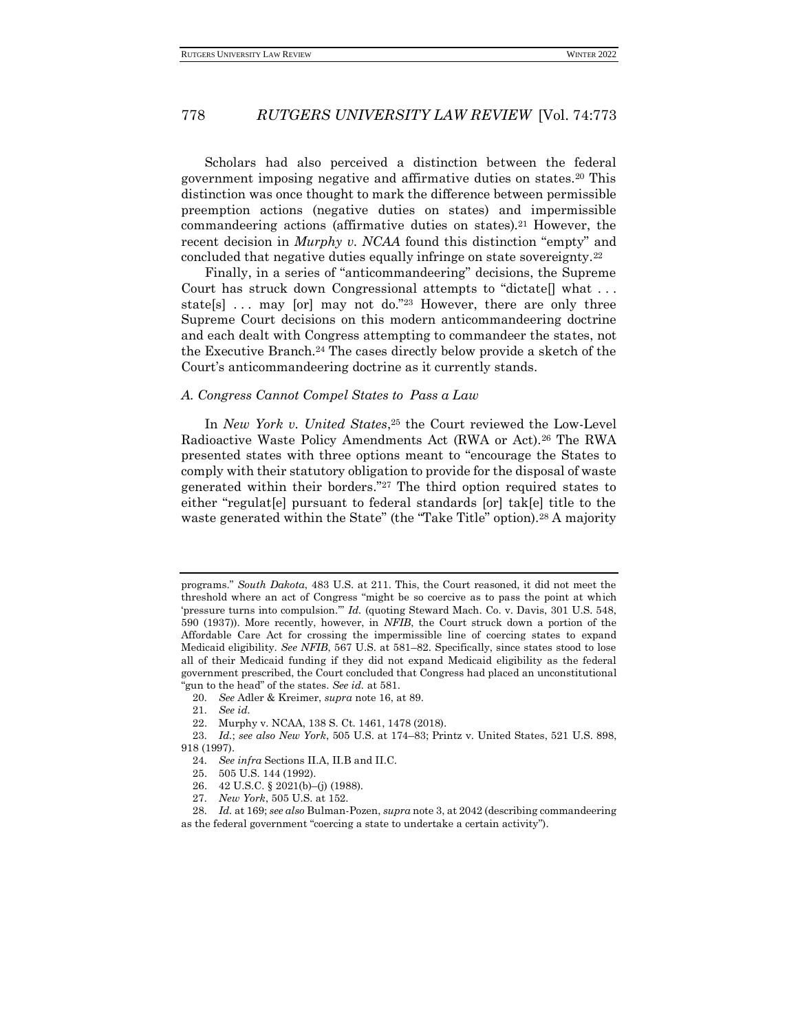Scholars had also perceived a distinction between the federal government imposing negative and affirmative duties on states.[20] This distinction was once thought to mark the difference between permissible preemption actions (negative duties on states) and impermissible commandeering actions (affirmative duties on states).[21] However, the recent decision in *Murphy v. NCAA* found this distinction "empty" and concluded that negative duties equally infringe on state sovereignty.[22]

Finally, in a series of "anticommandeering" decisions, the Supreme Court has struck down Congressional attempts to "dictate[] what . . . state[s] . . . may [or] may not do."[23] However, there are only three Supreme Court decisions on this modern anticommandeering doctrine and each dealt with Congress attempting to commandeer the states, not the Executive Branch.[24] The cases directly below provide a sketch of the Court's anticommandeering doctrine as it currently stands.

### *A. Congress Cannot Compel States to Pass a Law*

In *New York v. United States*,[25] the Court reviewed the Low-Level Radioactive Waste Policy Amendments Act (RWA or Act).[26] The RWA presented states with three options meant to "encourage the States to comply with their statutory obligation to provide for the disposal of waste generated within their borders."[27] The third option required states to either "regulat[e] pursuant to federal standards [or] tak[e] title to the waste generated within the State" (the "Take Title" option).[28] A majority

---

programs." *South Dakota*, 483 U.S. at 211. This, the Court reasoned, it did not meet the threshold where an act of Congress "might be so coercive as to pass the point at which 'pressure turns into compulsion.'" *Id.* (quoting Steward Mach. Co. v. Davis, 301 U.S. 548, 590 (1937)). More recently, however, in *NFIB*, the Court struck down a portion of the Affordable Care Act for crossing the impermissible line of coercing states to expand Medicaid eligibility. *See NFIB*, 567 U.S. at 581–82. Specifically, since states stood to lose all of their Medicaid funding if they did not expand Medicaid eligibility as the federal government prescribed, the Court concluded that Congress had placed an unconstitutional "gun to the head" of the states. *See id.* at 581.

20. *See* Adler & Kreimer, *supra* note 16, at 89.
21. *See id.*
22. Murphy v. NCAA, 138 S. Ct. 1461, 1478 (2018).
23. *Id.*; *see also New York*, 505 U.S. at 174–83; Printz v. United States, 521 U.S. 898, 918 (1997).
24. *See infra* Sections II.A, II.B and II.C.
25. 505 U.S. 144 (1992).
26. 42 U.S.C. § 2021(b)–(j) (1988).
27. *New York*, 505 U.S. at 152.
28. *Id.* at 169; *see also* Bulman-Pozen, *supra* note 3, at 2042 (describing commandeering as the federal government "coercing a state to undertake a certain activity").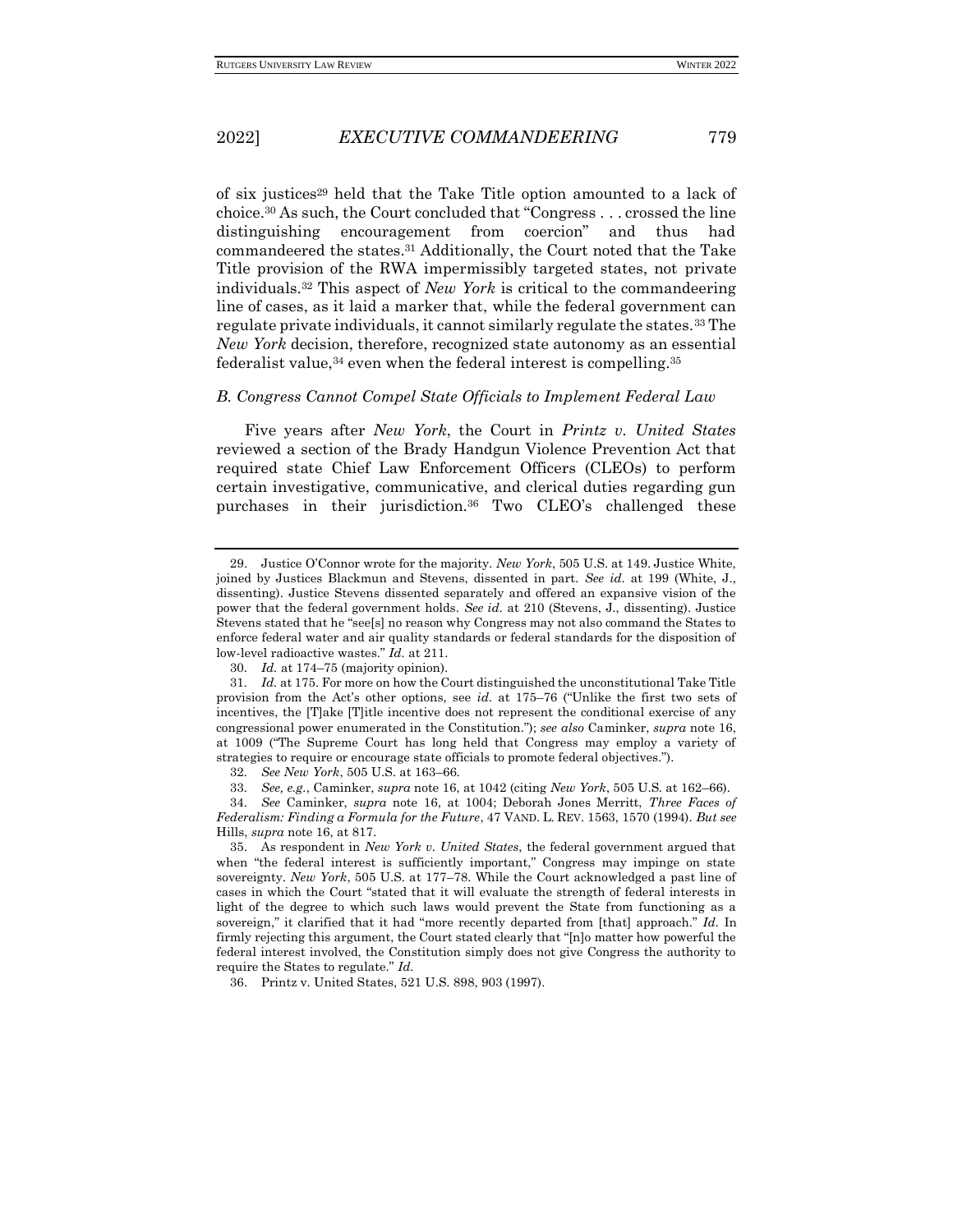of six justices[29] held that the Take Title option amounted to a lack of choice.[30] As such, the Court concluded that "Congress . . . crossed the line distinguishing encouragement from coercion" and thus had commandeered the states.[31] Additionally, the Court noted that the Take Title provision of the RWA impermissibly targeted states, not private individuals.[32] This aspect of *New York* is critical to the commandeering line of cases, as it laid a marker that, while the federal government can regulate private individuals, it cannot similarly regulate the states.[33] The *New York* decision, therefore, recognized state autonomy as an essential federalist value,[34] even when the federal interest is compelling.[35]

### *B. Congress Cannot Compel State Officials to Implement Federal Law*

Five years after *New York*, the Court in *Printz v. United States* reviewed a section of the Brady Handgun Violence Prevention Act that required state Chief Law Enforcement Officers (CLEOs) to perform certain investigative, communicative, and clerical duties regarding gun purchases in their jurisdiction.[36] Two CLEO's challenged these

---

29. Justice O'Connor wrote for the majority. *New York*, 505 U.S. at 149. Justice White, joined by Justices Blackmun and Stevens, dissented in part. *See id.* at 199 (White, J., dissenting). Justice Stevens dissented separately and offered an expansive vision of the power that the federal government holds. *See id.* at 210 (Stevens, J., dissenting). Justice Stevens stated that he "see[s] no reason why Congress may not also command the States to enforce federal water and air quality standards or federal standards for the disposition of low-level radioactive wastes." *Id.* at 211.

30. *Id.* at 174–75 (majority opinion).

31. *Id.* at 175. For more on how the Court distinguished the unconstitutional Take Title provision from the Act's other options, see *id.* at 175–76 ("Unlike the first two sets of incentives, the [T]ake [T]itle incentive does not represent the conditional exercise of any congressional power enumerated in the Constitution."); *see also* Caminker, *supra* note 16, at 1009 ("The Supreme Court has long held that Congress may employ a variety of strategies to require or encourage state officials to promote federal objectives.").

32. *See New York*, 505 U.S. at 163–66.

33. *See, e.g.*, Caminker, *supra* note 16, at 1042 (citing *New York*, 505 U.S. at 162–66).

34. *See* Caminker, *supra* note 16, at 1004; Deborah Jones Merritt, *Three Faces of Federalism: Finding a Formula for the Future*, 47 VAND. L. REV. 1563, 1570 (1994). *But see* Hills, *supra* note 16, at 817.

35. As respondent in *New York v. United States*, the federal government argued that when "the federal interest is sufficiently important," Congress may impinge on state sovereignty. *New York*, 505 U.S. at 177–78. While the Court acknowledged a past line of cases in which the Court "stated that it will evaluate the strength of federal interests in light of the degree to which such laws would prevent the State from functioning as a sovereign," it clarified that it had "more recently departed from [that] approach." *Id.* In firmly rejecting this argument, the Court stated clearly that "[n]o matter how powerful the federal interest involved, the Constitution simply does not give Congress the authority to require the States to regulate." *Id.*

36. Printz v. United States, 521 U.S. 898, 903 (1997).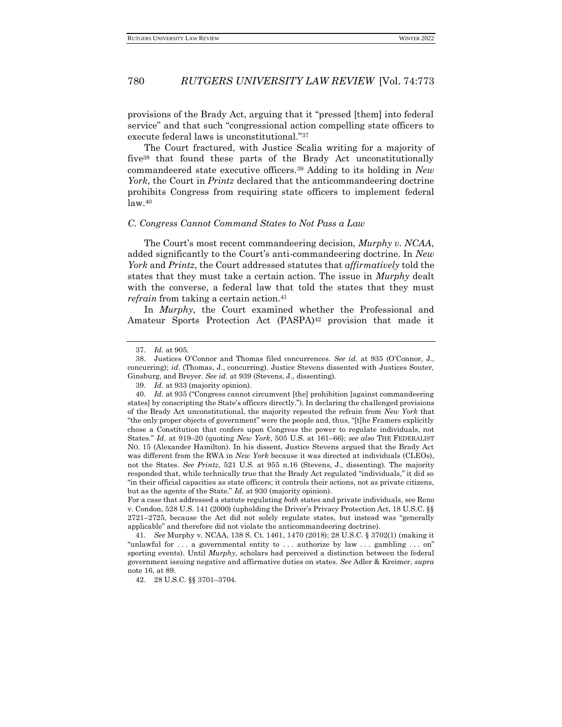provisions of the Brady Act, arguing that it "pressed [them] into federal service" and that such "congressional action compelling state officers to execute federal laws is unconstitutional."[37]

The Court fractured, with Justice Scalia writing for a majority of five[38] that found these parts of the Brady Act unconstitutionally commandeered state executive officers.[39] Adding to its holding in *New York*, the Court in *Printz* declared that the anticommandeering doctrine prohibits Congress from requiring state officers to implement federal law.[40]

### *C. Congress Cannot Command States to Not Pass a Law*

The Court's most recent commandeering decision, *Murphy v. NCAA*, added significantly to the Court's anti-commandeering doctrine. In *New York* and *Printz*, the Court addressed statutes that *affirmatively* told the states that they must take a certain action. The issue in *Murphy* dealt with the converse, a federal law that told the states that they must *refrain* from taking a certain action.[41]

In *Murphy*, the Court examined whether the Professional and Amateur Sports Protection Act (PASPA)[42] provision that made it

---

37. *Id.* at 905.

38. Justices O'Connor and Thomas filed concurrences. *See id.* at 935 (O'Connor, J., concurring); *id.* (Thomas, J., concurring). Justice Stevens dissented with Justices Souter, Ginsburg, and Breyer. *See id.* at 939 (Stevens, J., dissenting).

39. *Id.* at 933 (majority opinion).

40. *Id.* at 935 ("Congress cannot circumvent [the] prohibition [against commandeering states] by conscripting the State's officers directly."). In declaring the challenged provisions of the Brady Act unconstitutional, the majority repeated the refrain from *New York* that "the only proper objects of government" were the people and, thus, "[t]he Framers explicitly chose a Constitution that confers upon Congress the power to regulate individuals, not States." *Id.* at 919–20 (quoting *New York*, 505 U.S. at 161–66); *see also* THE FEDERALIST NO. 15 (Alexander Hamilton). In his dissent, Justice Stevens argued that the Brady Act was different from the RWA in *New York* because it was directed at individuals (CLEOs), not the States. *See Printz*, 521 U.S. at 955 n.16 (Stevens, J., dissenting). The majority responded that, while technically true that the Brady Act regulated "individuals," it did so "in their official capacities as state officers; it controls their actions, not as private citizens, but as the agents of the State." *Id.* at 930 (majority opinion).
For a case that addressed a statute regulating *both* states and private individuals, see Reno v. Condon, 528 U.S. 141 (2000) (upholding the Driver's Privacy Protection Act, 18 U.S.C. §§ 2721–2725, because the Act did not solely regulate states, but instead was "generally applicable" and therefore did not violate the anticommandeering doctrine).

41. *See* Murphy v. NCAA, 138 S. Ct. 1461, 1470 (2018); 28 U.S.C. § 3702(1) (making it "unlawful for . . . a governmental entity to . . . authorize by law . . . gambling . . . on" sporting events). Until *Murphy*, scholars had perceived a distinction between the federal government issuing negative and affirmative duties on states. *See* Adler & Kreimer, *supra* note 16, at 89.

42. 28 U.S.C. §§ 3701–3704.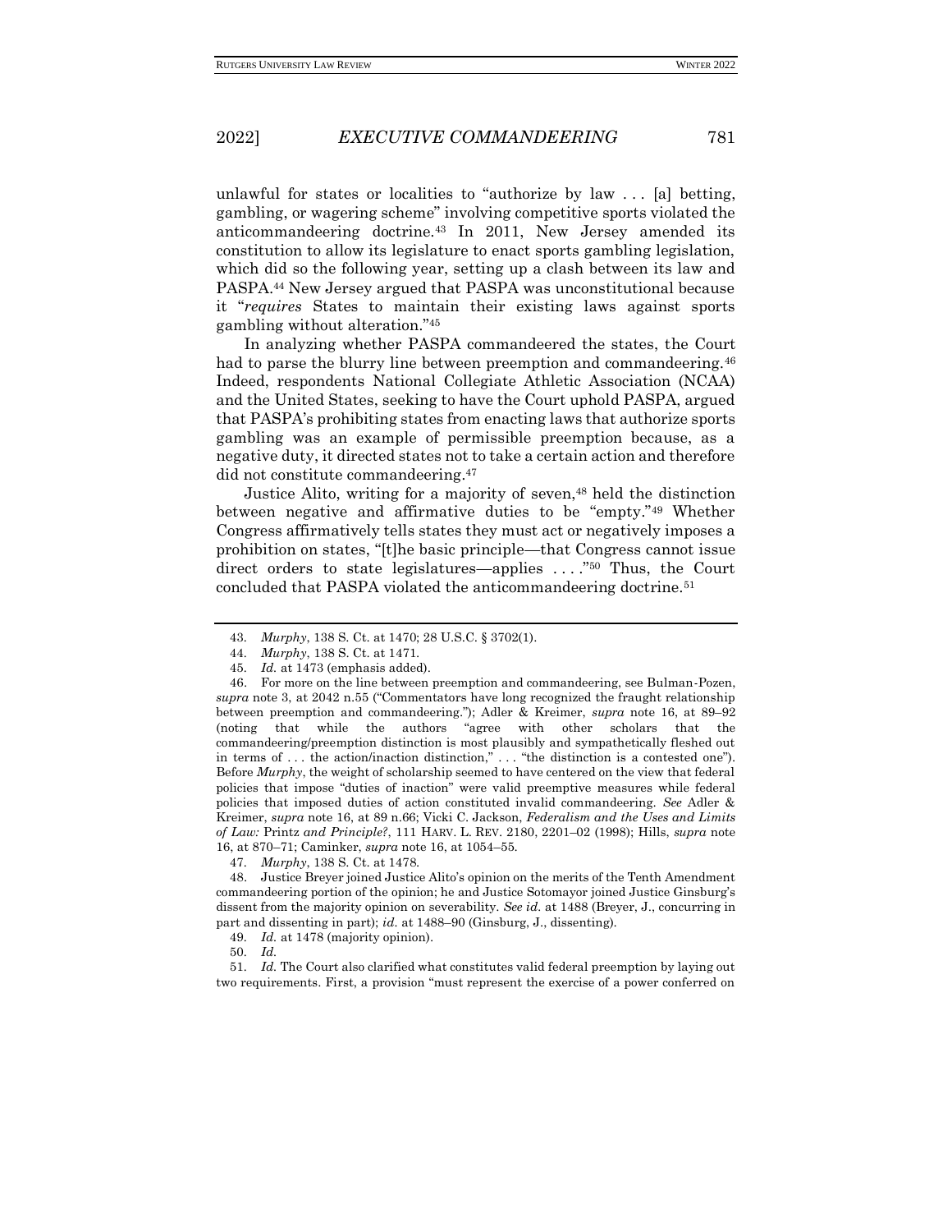unlawful for states or localities to "authorize by law . . . [a] betting, gambling, or wagering scheme" involving competitive sports violated the anticommandeering doctrine.[43] In 2011, New Jersey amended its constitution to allow its legislature to enact sports gambling legislation, which did so the following year, setting up a clash between its law and PASPA.[44] New Jersey argued that PASPA was unconstitutional because it "*requires* States to maintain their existing laws against sports gambling without alteration."[45]

In analyzing whether PASPA commandeered the states, the Court had to parse the blurry line between preemption and commandeering.[46] Indeed, respondents National Collegiate Athletic Association (NCAA) and the United States, seeking to have the Court uphold PASPA, argued that PASPA's prohibiting states from enacting laws that authorize sports gambling was an example of permissible preemption because, as a negative duty, it directed states not to take a certain action and therefore did not constitute commandeering.[47]

Justice Alito, writing for a majority of seven,[48] held the distinction between negative and affirmative duties to be "empty."[49] Whether Congress affirmatively tells states they must act or negatively imposes a prohibition on states, "[t]he basic principle—that Congress cannot issue direct orders to state legislatures—applies . . . ."[50] Thus, the Court concluded that PASPA violated the anticommandeering doctrine.[51]

---

43. *Murphy*, 138 S. Ct. at 1470; 28 U.S.C. § 3702(1).

44. *Murphy*, 138 S. Ct. at 1471.

45. *Id.* at 1473 (emphasis added).

46. For more on the line between preemption and commandeering, see Bulman-Pozen, *supra* note 3, at 2042 n.55 ("Commentators have long recognized the fraught relationship between preemption and commandeering."); Adler & Kreimer, *supra* note 16, at 89–92 (noting that while the authors "agree with other scholars that the commandeering/preemption distinction is most plausibly and sympathetically fleshed out in terms of . . . the action/inaction distinction," . . . "the distinction is a contested one"). Before *Murphy*, the weight of scholarship seemed to have centered on the view that federal policies that impose "duties of inaction" were valid preemptive measures while federal policies that imposed duties of action constituted invalid commandeering. *See* Adler & Kreimer, *supra* note 16, at 89 n.66; Vicki C. Jackson, *Federalism and the Uses and Limits of Law:* Printz *and Principle?*, 111 HARV. L. REV. 2180, 2201–02 (1998); Hills, *supra* note 16, at 870–71; Caminker, *supra* note 16, at 1054–55.

47. *Murphy*, 138 S. Ct. at 1478.

48. Justice Breyer joined Justice Alito's opinion on the merits of the Tenth Amendment commandeering portion of the opinion; he and Justice Sotomayor joined Justice Ginsburg's dissent from the majority opinion on severability. *See id.* at 1488 (Breyer, J., concurring in part and dissenting in part); *id.* at 1488–90 (Ginsburg, J., dissenting).

49. *Id.* at 1478 (majority opinion).

50. *Id.*

51. *Id.* The Court also clarified what constitutes valid federal preemption by laying out two requirements. First, a provision "must represent the exercise of a power conferred on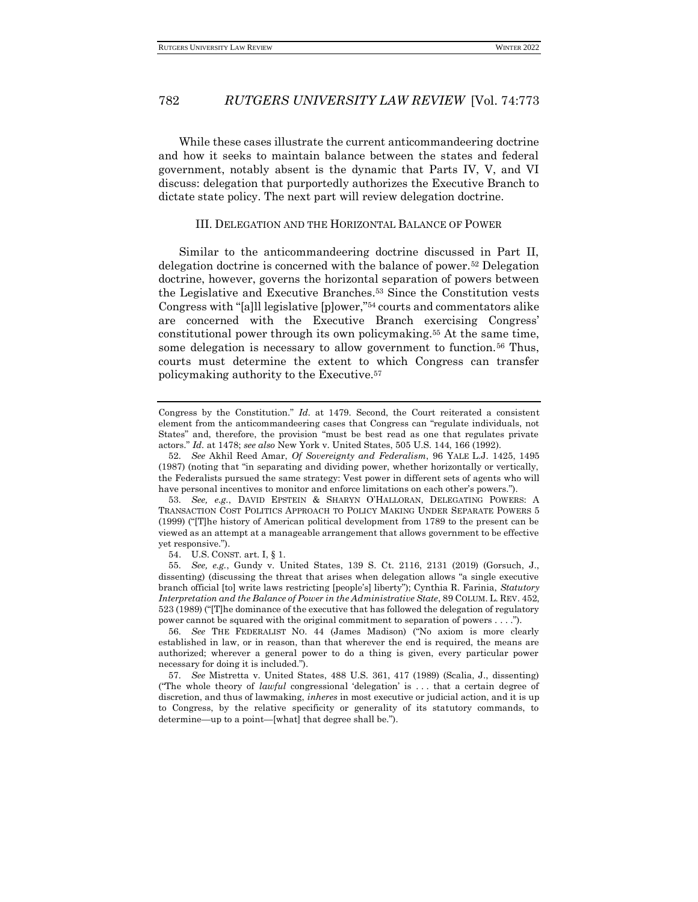While these cases illustrate the current anticommandeering doctrine and how it seeks to maintain balance between the states and federal government, notably absent is the dynamic that Parts IV, V, and VI discuss: delegation that purportedly authorizes the Executive Branch to dictate state policy. The next part will review delegation doctrine.

## III. DELEGATION AND THE HORIZONTAL BALANCE OF POWER

Similar to the anticommandeering doctrine discussed in Part II, delegation doctrine is concerned with the balance of power.[52] Delegation doctrine, however, governs the horizontal separation of powers between the Legislative and Executive Branches.[53] Since the Constitution vests Congress with "[a]ll legislative [p]ower,"[54] courts and commentators alike are concerned with the Executive Branch exercising Congress' constitutional power through its own policymaking.[55] At the same time, some delegation is necessary to allow government to function.[56] Thus, courts must determine the extent to which Congress can transfer policymaking authority to the Executive.[57]

---

Congress by the Constitution." *Id.* at 1479. Second, the Court reiterated a consistent element from the anticommandeering cases that Congress can "regulate individuals, not States" and, therefore, the provision "must be best read as one that regulates private actors." *Id.* at 1478; *see also* New York v. United States, 505 U.S. 144, 166 (1992).

52. *See* Akhil Reed Amar, *Of Sovereignty and Federalism*, 96 YALE L.J. 1425, 1495 (1987) (noting that "in separating and dividing power, whether horizontally or vertically, the Federalists pursued the same strategy: Vest power in different sets of agents who will have personal incentives to monitor and enforce limitations on each other's powers.").

53. *See, e.g.*, DAVID EPSTEIN & SHARYN O'HALLORAN, DELEGATING POWERS: A TRANSACTION COST POLITICS APPROACH TO POLICY MAKING UNDER SEPARATE POWERS 5 (1999) ("[T]he history of American political development from 1789 to the present can be viewed as an attempt at a manageable arrangement that allows government to be effective yet responsive.").

54. U.S. CONST. art. I, § 1.

55. *See, e.g.*, Gundy v. United States, 139 S. Ct. 2116, 2131 (2019) (Gorsuch, J., dissenting) (discussing the threat that arises when delegation allows "a single executive branch official [to] write laws restricting [people's] liberty"); Cynthia R. Farinia, *Statutory Interpretation and the Balance of Power in the Administrative State*, 89 COLUM. L. REV. 452, 523 (1989) ("[T]he dominance of the executive that has followed the delegation of regulatory power cannot be squared with the original commitment to separation of powers . . . .").

56. *See* THE FEDERALIST NO. 44 (James Madison) ("No axiom is more clearly established in law, or in reason, than that wherever the end is required, the means are authorized; wherever a general power to do a thing is given, every particular power necessary for doing it is included.").

57. *See* Mistretta v. United States, 488 U.S. 361, 417 (1989) (Scalia, J., dissenting) ("The whole theory of *lawful* congressional 'delegation' is . . . that a certain degree of discretion, and thus of lawmaking, *inheres* in most executive or judicial action, and it is up to Congress, by the relative specificity or generality of its statutory commands, to determine—up to a point—[what] that degree shall be.").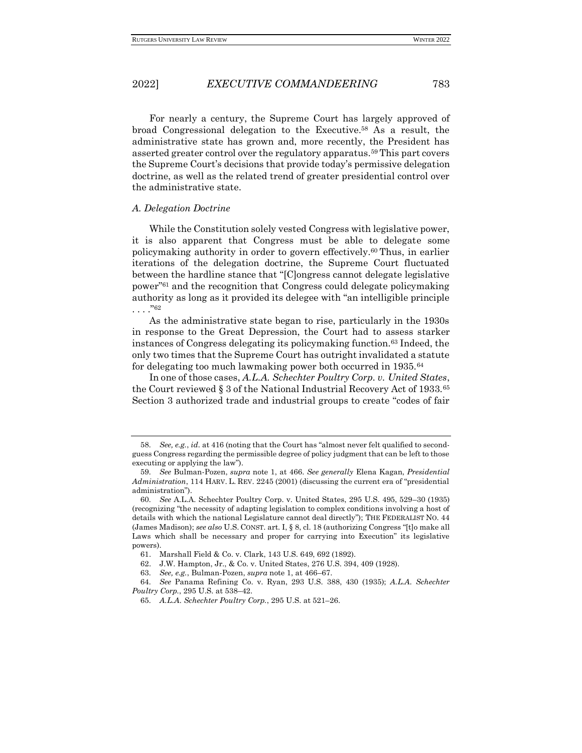For nearly a century, the Supreme Court has largely approved of broad Congressional delegation to the Executive.[58] As a result, the administrative state has grown and, more recently, the President has asserted greater control over the regulatory apparatus.[59] This part covers the Supreme Court's decisions that provide today's permissive delegation doctrine, as well as the related trend of greater presidential control over the administrative state.

### *A. Delegation Doctrine*

While the Constitution solely vested Congress with legislative power, it is also apparent that Congress must be able to delegate some policymaking authority in order to govern effectively.[60] Thus, in earlier iterations of the delegation doctrine, the Supreme Court fluctuated between the hardline stance that "[C]ongress cannot delegate legislative power"[61] and the recognition that Congress could delegate policymaking authority as long as it provided its delegee with "an intelligible principle . . . ."[62]

As the administrative state began to rise, particularly in the 1930s in response to the Great Depression, the Court had to assess starker instances of Congress delegating its policymaking function.[63] Indeed, the only two times that the Supreme Court has outright invalidated a statute for delegating too much lawmaking power both occurred in 1935.[64]

In one of those cases, *A.L.A. Schechter Poultry Corp. v. United States*, the Court reviewed § 3 of the National Industrial Recovery Act of 1933.[65] Section 3 authorized trade and industrial groups to create "codes of fair

---

58. *See, e.g.*, *id.* at 416 (noting that the Court has "almost never felt qualified to second-guess Congress regarding the permissible degree of policy judgment that can be left to those executing or applying the law").

59. *See* Bulman-Pozen, *supra* note 1, at 466. *See generally* Elena Kagan, *Presidential Administration*, 114 HARV. L. REV. 2245 (2001) (discussing the current era of "presidential administration").

60. *See* A.L.A. Schechter Poultry Corp. v. United States, 295 U.S. 495, 529–30 (1935) (recognizing "the necessity of adapting legislation to complex conditions involving a host of details with which the national Legislature cannot deal directly"); THE FEDERALIST NO. 44 (James Madison); *see also* U.S. CONST. art. I, § 8, cl. 18 (authorizing Congress "[t]o make all Laws which shall be necessary and proper for carrying into Execution" its legislative powers).

61. Marshall Field & Co. v. Clark, 143 U.S. 649, 692 (1892).

62. J.W. Hampton, Jr., & Co. v. United States, 276 U.S. 394, 409 (1928).

63. *See, e.g.*, Bulman-Pozen, *supra* note 1, at 466–67.

64. *See* Panama Refining Co. v. Ryan, 293 U.S. 388, 430 (1935); *A.L.A. Schechter Poultry Corp.*, 295 U.S. at 538–42.

65. *A.L.A. Schechter Poultry Corp.*, 295 U.S. at 521–26.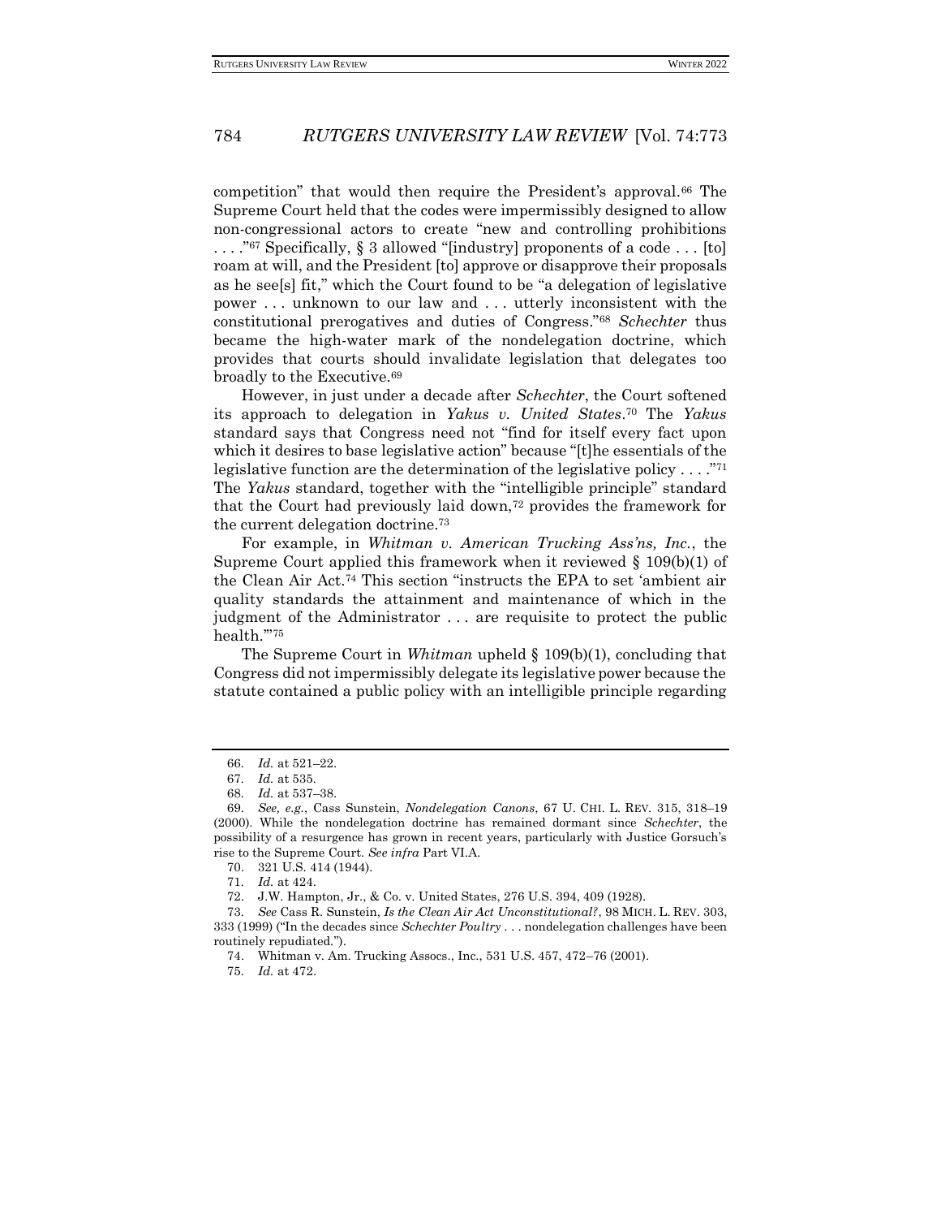competition" that would then require the President's approval.[66] The Supreme Court held that the codes were impermissibly designed to allow non-congressional actors to create "new and controlling prohibitions . . . ."[67] Specifically, § 3 allowed "[industry] proponents of a code . . . [to] roam at will, and the President [to] approve or disapprove their proposals as he see[s] fit," which the Court found to be "a delegation of legislative power . . . unknown to our law and . . . utterly inconsistent with the constitutional prerogatives and duties of Congress."[68] *Schechter* thus became the high-water mark of the nondelegation doctrine, which provides that courts should invalidate legislation that delegates too broadly to the Executive.[69]

However, in just under a decade after *Schechter*, the Court softened its approach to delegation in *Yakus v. United States*.[70] The *Yakus* standard says that Congress need not "find for itself every fact upon which it desires to base legislative action" because "[t]he essentials of the legislative function are the determination of the legislative policy . . . ."[71] The *Yakus* standard, together with the "intelligible principle" standard that the Court had previously laid down,[72] provides the framework for the current delegation doctrine.[73]

For example, in *Whitman v. American Trucking Ass'ns, Inc.*, the Supreme Court applied this framework when it reviewed § 109(b)(1) of the Clean Air Act.[74] This section "instructs the EPA to set 'ambient air quality standards the attainment and maintenance of which in the judgment of the Administrator . . . are requisite to protect the public health.'"[75]

The Supreme Court in *Whitman* upheld § 109(b)(1), concluding that Congress did not impermissibly delegate its legislative power because the statute contained a public policy with an intelligible principle regarding

---

66. *Id.* at 521–22.

67. *Id.* at 535.

68. *Id.* at 537–38.

69. *See, e.g.*, Cass Sunstein, *Nondelegation Canons*, 67 U. CHI. L. REV. 315, 318–19 (2000). While the nondelegation doctrine has remained dormant since *Schechter*, the possibility of a resurgence has grown in recent years, particularly with Justice Gorsuch's rise to the Supreme Court. *See infra* Part VI.A.

70. 321 U.S. 414 (1944).

71. *Id.* at 424.

72. J.W. Hampton, Jr., & Co. v. United States, 276 U.S. 394, 409 (1928).

73. *See* Cass R. Sunstein, *Is the Clean Air Act Unconstitutional?*, 98 MICH. L. REV. 303, 333 (1999) ("In the decades since *Schechter Poultry* . . . nondelegation challenges have been routinely repudiated.").

74. Whitman v. Am. Trucking Assocs., Inc., 531 U.S. 457, 472–76 (2001).

75. *Id.* at 472.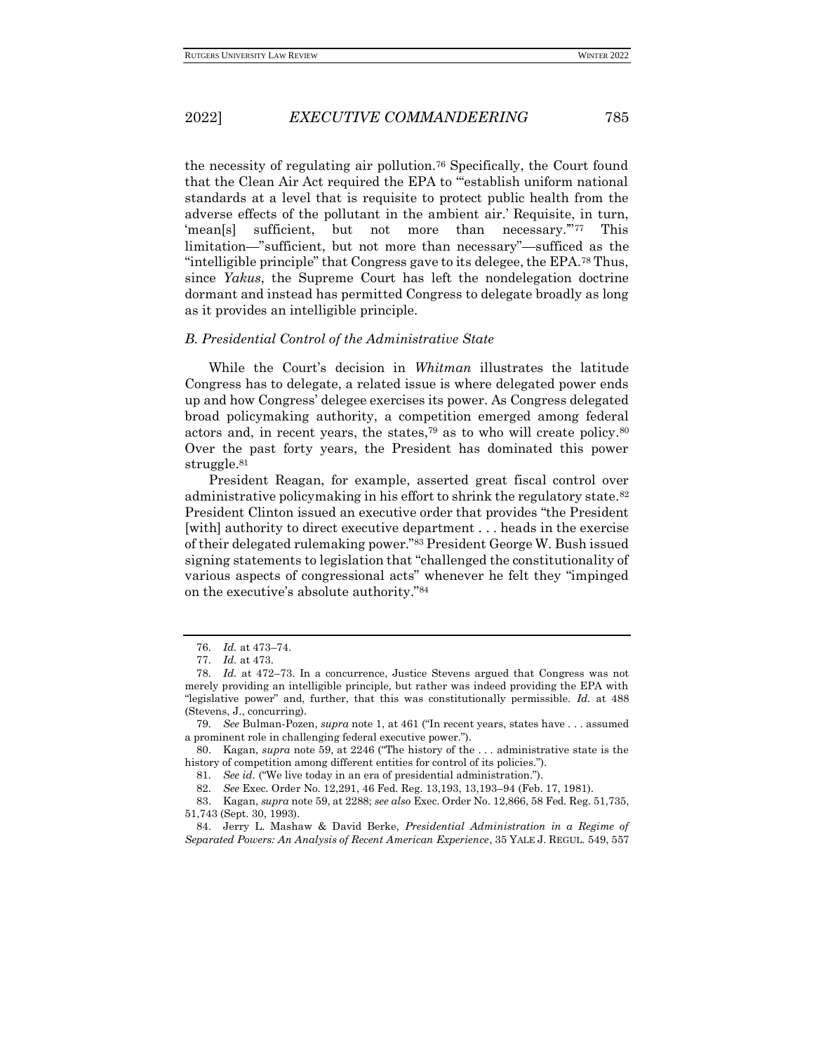the necessity of regulating air pollution.[76] Specifically, the Court found that the Clean Air Act required the EPA to "'establish uniform national standards at a level that is requisite to protect public health from the adverse effects of the pollutant in the ambient air.' Requisite, in turn, 'mean[s] sufficient, but not more than necessary.'"[77] This limitation—"sufficient, but not more than necessary"—sufficed as the "intelligible principle" that Congress gave to its delegee, the EPA.[78] Thus, since *Yakus*, the Supreme Court has left the nondelegation doctrine dormant and instead has permitted Congress to delegate broadly as long as it provides an intelligible principle.

### *B. Presidential Control of the Administrative State*

While the Court's decision in *Whitman* illustrates the latitude Congress has to delegate, a related issue is where delegated power ends up and how Congress' delegee exercises its power. As Congress delegated broad policymaking authority, a competition emerged among federal actors and, in recent years, the states,[79] as to who will create policy.[80] Over the past forty years, the President has dominated this power struggle.[81]

President Reagan, for example, asserted great fiscal control over administrative policymaking in his effort to shrink the regulatory state.[82] President Clinton issued an executive order that provides "the President [with] authority to direct executive department . . . heads in the exercise of their delegated rulemaking power."[83] President George W. Bush issued signing statements to legislation that "challenged the constitutionality of various aspects of congressional acts" whenever he felt they "impinged on the executive's absolute authority."[84]

---

76. *Id.* at 473–74.

77. *Id.* at 473.

78. *Id.* at 472–73. In a concurrence, Justice Stevens argued that Congress was not merely providing an intelligible principle, but rather was indeed providing the EPA with "legislative power" and, further, that this was constitutionally permissible. *Id.* at 488 (Stevens, J., concurring).

79. *See* Bulman-Pozen, *supra* note 1, at 461 ("In recent years, states have . . . assumed a prominent role in challenging federal executive power.").

80. Kagan, *supra* note 59, at 2246 ("The history of the . . . administrative state is the history of competition among different entities for control of its policies.").

81. *See id.* ("We live today in an era of presidential administration.").

82. *See* Exec. Order No. 12,291, 46 Fed. Reg. 13,193, 13,193–94 (Feb. 17, 1981).

83. Kagan, *supra* note 59, at 2288; *see also* Exec. Order No. 12,866, 58 Fed. Reg. 51,735, 51,743 (Sept. 30, 1993).

84. Jerry L. Mashaw & David Berke, *Presidential Administration in a Regime of Separated Powers: An Analysis of Recent American Experience*, 35 YALE J. REGUL. 549, 557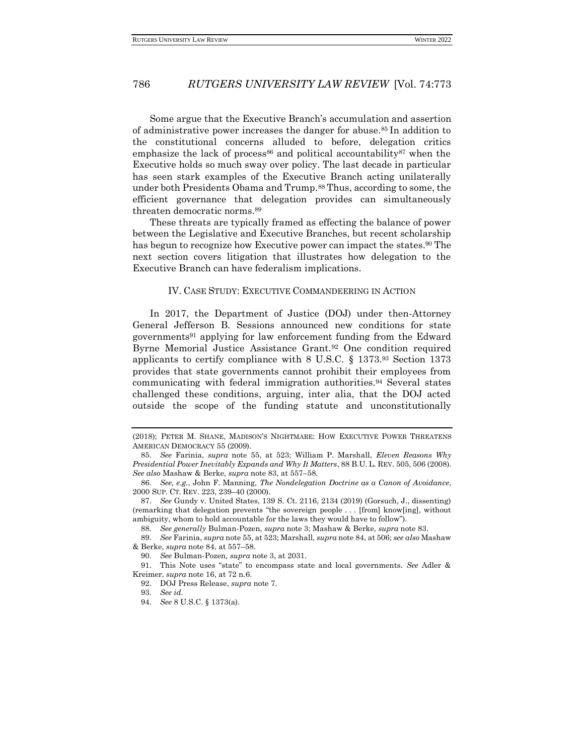Some argue that the Executive Branch's accumulation and assertion of administrative power increases the danger for abuse.[85] In addition to the constitutional concerns alluded to before, delegation critics emphasize the lack of process[86] and political accountability[87] when the Executive holds so much sway over policy. The last decade in particular has seen stark examples of the Executive Branch acting unilaterally under both Presidents Obama and Trump.[88] Thus, according to some, the efficient governance that delegation provides can simultaneously threaten democratic norms.[89]

These threats are typically framed as effecting the balance of power between the Legislative and Executive Branches, but recent scholarship has begun to recognize how Executive power can impact the states.[90] The next section covers litigation that illustrates how delegation to the Executive Branch can have federalism implications.

## IV. CASE STUDY: EXECUTIVE COMMANDEERING IN ACTION

In 2017, the Department of Justice (DOJ) under then-Attorney General Jefferson B. Sessions announced new conditions for state governments[91] applying for law enforcement funding from the Edward Byrne Memorial Justice Assistance Grant.[92] One condition required applicants to certify compliance with 8 U.S.C. § 1373.[93] Section 1373 provides that state governments cannot prohibit their employees from communicating with federal immigration authorities.[94] Several states challenged these conditions, arguing, inter alia, that the DOJ acted outside the scope of the funding statute and unconstitutionally

---

(2018); PETER M. SHANE, MADISON'S NIGHTMARE: HOW EXECUTIVE POWER THREATENS AMERICAN DEMOCRACY 55 (2009).

85. *See* Farinia, *supra* note 55, at 523; William P. Marshall, *Eleven Reasons Why Presidential Power Inevitably Expands and Why It Matters*, 88 B.U. L. REV. 505, 506 (2008). *See also* Mashaw & Berke, *supra* note 83, at 557–58.

86. *See, e.g.*, John F. Manning, *The Nondelegation Doctrine as a Canon of Avoidance*, 2000 SUP. CT. REV. 223, 239–40 (2000).

87. *See* Gundy v. United States, 139 S. Ct. 2116, 2134 (2019) (Gorsuch, J., dissenting) (remarking that delegation prevents "the sovereign people . . . [from] know[ing], without ambiguity, whom to hold accountable for the laws they would have to follow").

88. *See generally* Bulman-Pozen, *supra* note 3; Mashaw & Berke, *supra* note 83.

89. *See* Farinia, *supra* note 55, at 523; Marshall, *supra* note 84, at 506; *see also* Mashaw & Berke, *supra* note 84, at 557–58.

90. *See* Bulman-Pozen, *supra* note 3, at 2031.

91. This Note uses "state" to encompass state and local governments. *See* Adler & Kreimer, *supra* note 16, at 72 n.6.

92. DOJ Press Release, *supra* note 7.

93. *See id.*

94. *See* 8 U.S.C. § 1373(a).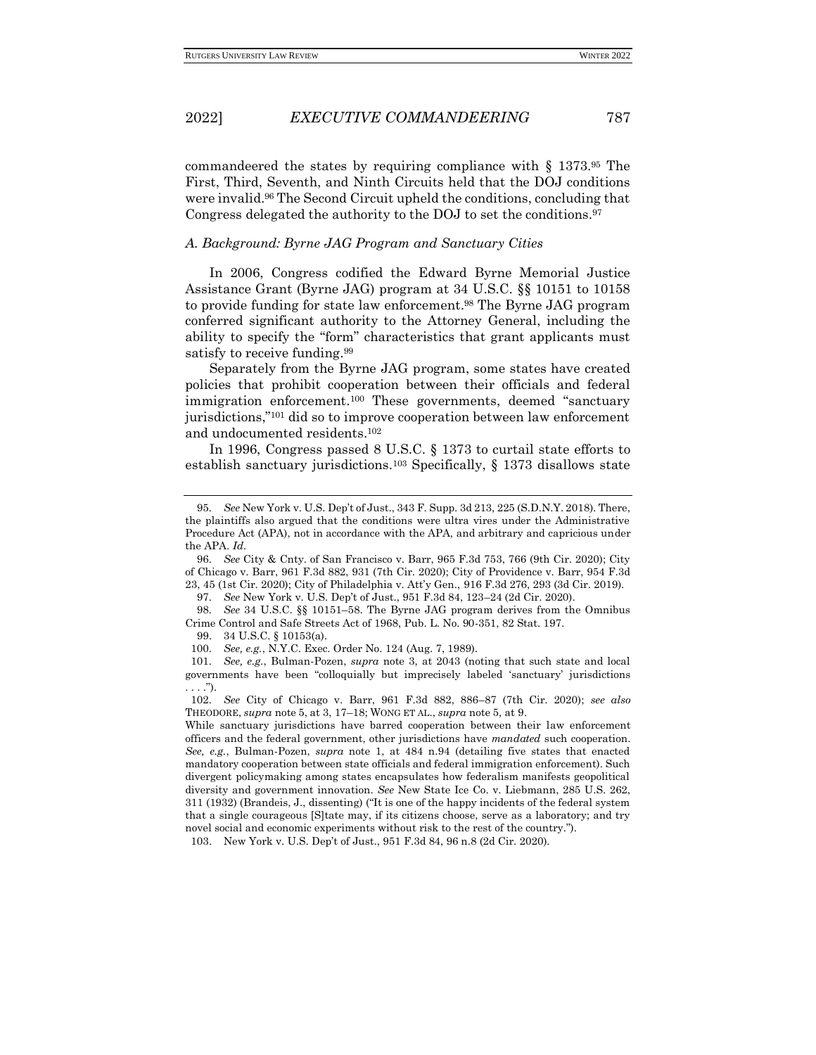commandeered the states by requiring compliance with § 1373.[95] The First, Third, Seventh, and Ninth Circuits held that the DOJ conditions were invalid.[96] The Second Circuit upheld the conditions, concluding that Congress delegated the authority to the DOJ to set the conditions.[97]

### *A. Background: Byrne JAG Program and Sanctuary Cities*

In 2006, Congress codified the Edward Byrne Memorial Justice Assistance Grant (Byrne JAG) program at 34 U.S.C. §§ 10151 to 10158 to provide funding for state law enforcement.[98] The Byrne JAG program conferred significant authority to the Attorney General, including the ability to specify the "form" characteristics that grant applicants must satisfy to receive funding.[99]

Separately from the Byrne JAG program, some states have created policies that prohibit cooperation between their officials and federal immigration enforcement.[100] These governments, deemed "sanctuary jurisdictions,"[101] did so to improve cooperation between law enforcement and undocumented residents.[102]

In 1996, Congress passed 8 U.S.C. § 1373 to curtail state efforts to establish sanctuary jurisdictions.[103] Specifically, § 1373 disallows state

---

95. *See* New York v. U.S. Dep't of Just., 343 F. Supp. 3d 213, 225 (S.D.N.Y. 2018). There, the plaintiffs also argued that the conditions were ultra vires under the Administrative Procedure Act (APA), not in accordance with the APA, and arbitrary and capricious under the APA. *Id.*

96. *See* City & Cnty. of San Francisco v. Barr, 965 F.3d 753, 766 (9th Cir. 2020); City of Chicago v. Barr, 961 F.3d 882, 931 (7th Cir. 2020); City of Providence v. Barr, 954 F.3d 23, 45 (1st Cir. 2020); City of Philadelphia v. Att'y Gen., 916 F.3d 276, 293 (3d Cir. 2019).

97. *See* New York v. U.S. Dep't of Just., 951 F.3d 84, 123–24 (2d Cir. 2020).

98. *See* 34 U.S.C. §§ 10151–58. The Byrne JAG program derives from the Omnibus Crime Control and Safe Streets Act of 1968, Pub. L. No. 90-351, 82 Stat. 197.

99. 34 U.S.C. § 10153(a).

100. *See, e.g.*, N.Y.C. Exec. Order No. 124 (Aug. 7, 1989).

101. *See, e.g.*, Bulman-Pozen, *supra* note 3, at 2043 (noting that such state and local governments have been "colloquially but imprecisely labeled 'sanctuary' jurisdictions . . . .").

102. *See* City of Chicago v. Barr, 961 F.3d 882, 886–87 (7th Cir. 2020); *see also* THEODORE, *supra* note 5, at 3, 17–18; WONG ET AL., *supra* note 5, at 9.

While sanctuary jurisdictions have barred cooperation between their law enforcement officers and the federal government, other jurisdictions have *mandated* such cooperation. *See, e.g.*, Bulman-Pozen, *supra* note 1, at 484 n.94 (detailing five states that enacted mandatory cooperation between state officials and federal immigration enforcement). Such divergent policymaking among states encapsulates how federalism manifests geopolitical diversity and government innovation. *See* New State Ice Co. v. Liebmann, 285 U.S. 262, 311 (1932) (Brandeis, J., dissenting) ("It is one of the happy incidents of the federal system that a single courageous [S]tate may, if its citizens choose, serve as a laboratory; and try novel social and economic experiments without risk to the rest of the country.").

103. New York v. U.S. Dep't of Just., 951 F.3d 84, 96 n.8 (2d Cir. 2020).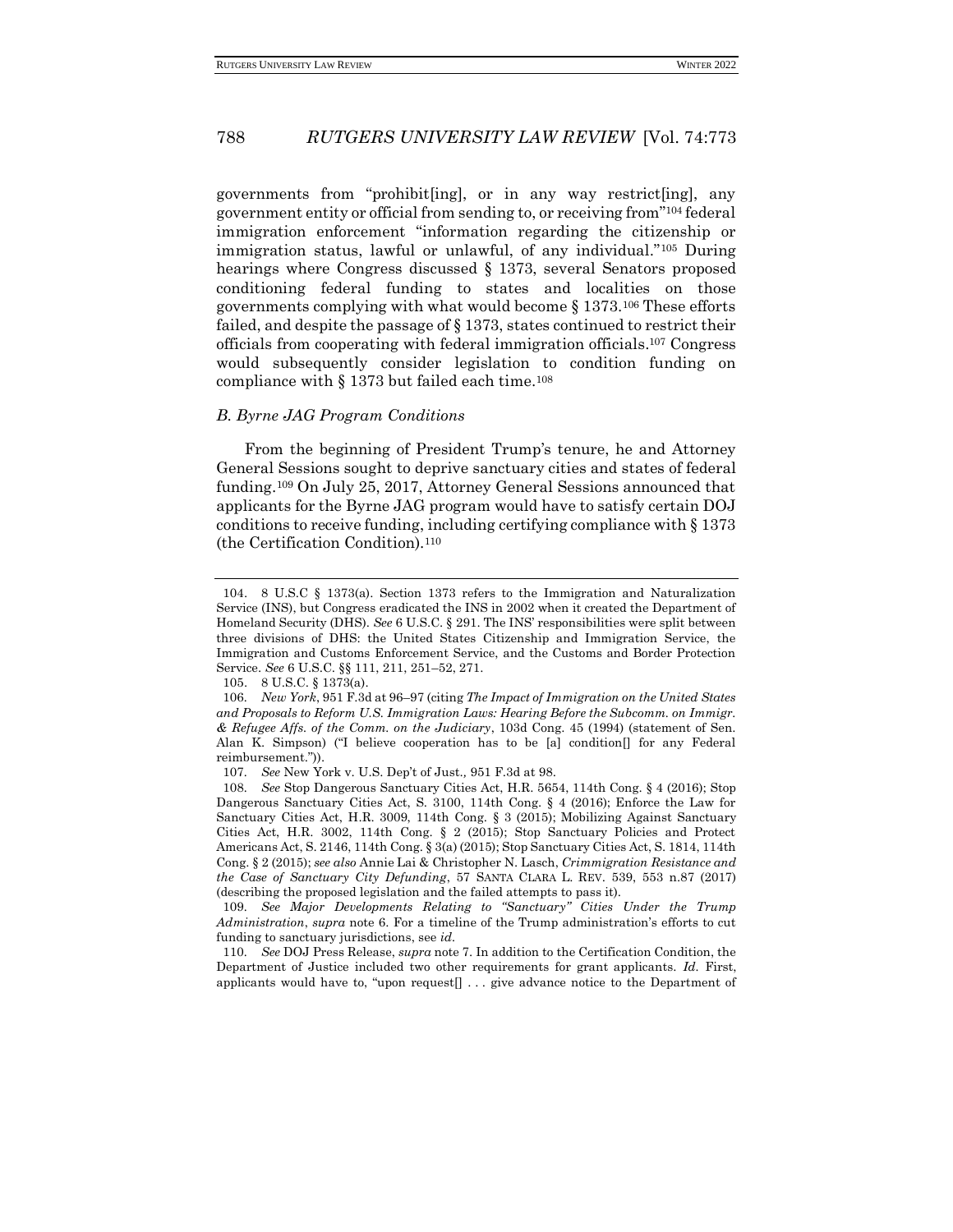governments from "prohibit[ing], or in any way restrict[ing], any government entity or official from sending to, or receiving from"[104] federal immigration enforcement "information regarding the citizenship or immigration status, lawful or unlawful, of any individual."[105] During hearings where Congress discussed § 1373, several Senators proposed conditioning federal funding to states and localities on those governments complying with what would become § 1373.[106] These efforts failed, and despite the passage of § 1373, states continued to restrict their officials from cooperating with federal immigration officials.[107] Congress would subsequently consider legislation to condition funding on compliance with § 1373 but failed each time.[108]

### *B. Byrne JAG Program Conditions*

From the beginning of President Trump's tenure, he and Attorney General Sessions sought to deprive sanctuary cities and states of federal funding.[109] On July 25, 2017, Attorney General Sessions announced that applicants for the Byrne JAG program would have to satisfy certain DOJ conditions to receive funding, including certifying compliance with § 1373 (the Certification Condition).[110]

---

104. 8 U.S.C § 1373(a). Section 1373 refers to the Immigration and Naturalization Service (INS), but Congress eradicated the INS in 2002 when it created the Department of Homeland Security (DHS). *See* 6 U.S.C. § 291. The INS' responsibilities were split between three divisions of DHS: the United States Citizenship and Immigration Service, the Immigration and Customs Enforcement Service, and the Customs and Border Protection Service. *See* 6 U.S.C. §§ 111, 211, 251–52, 271.

105. 8 U.S.C. § 1373(a).

106. *New York*, 951 F.3d at 96–97 (citing *The Impact of Immigration on the United States and Proposals to Reform U.S. Immigration Laws: Hearing Before the Subcomm. on Immigr. & Refugee Affs. of the Comm. on the Judiciary*, 103d Cong. 45 (1994) (statement of Sen. Alan K. Simpson) ("I believe cooperation has to be [a] condition[] for any Federal reimbursement.")).

107. *See* New York v. U.S. Dep't of Just., 951 F.3d at 98.

108. *See* Stop Dangerous Sanctuary Cities Act, H.R. 5654, 114th Cong. § 4 (2016); Stop Dangerous Sanctuary Cities Act, S. 3100, 114th Cong. § 4 (2016); Enforce the Law for Sanctuary Cities Act, H.R. 3009, 114th Cong. § 3 (2015); Mobilizing Against Sanctuary Cities Act, H.R. 3002, 114th Cong. § 2 (2015); Stop Sanctuary Policies and Protect Americans Act, S. 2146, 114th Cong. § 3(a) (2015); Stop Sanctuary Cities Act, S. 1814, 114th Cong. § 2 (2015); *see also* Annie Lai & Christopher N. Lasch, *Crimmigration Resistance and the Case of Sanctuary City Defunding*, 57 SANTA CLARA L. REV. 539, 553 n.87 (2017) (describing the proposed legislation and the failed attempts to pass it).

109. *See Major Developments Relating to "Sanctuary" Cities Under the Trump Administration*, *supra* note 6. For a timeline of the Trump administration's efforts to cut funding to sanctuary jurisdictions, see *id.*

110. *See* DOJ Press Release, *supra* note 7. In addition to the Certification Condition, the Department of Justice included two other requirements for grant applicants. *Id.* First, applicants would have to, "upon request[] . . . give advance notice to the Department of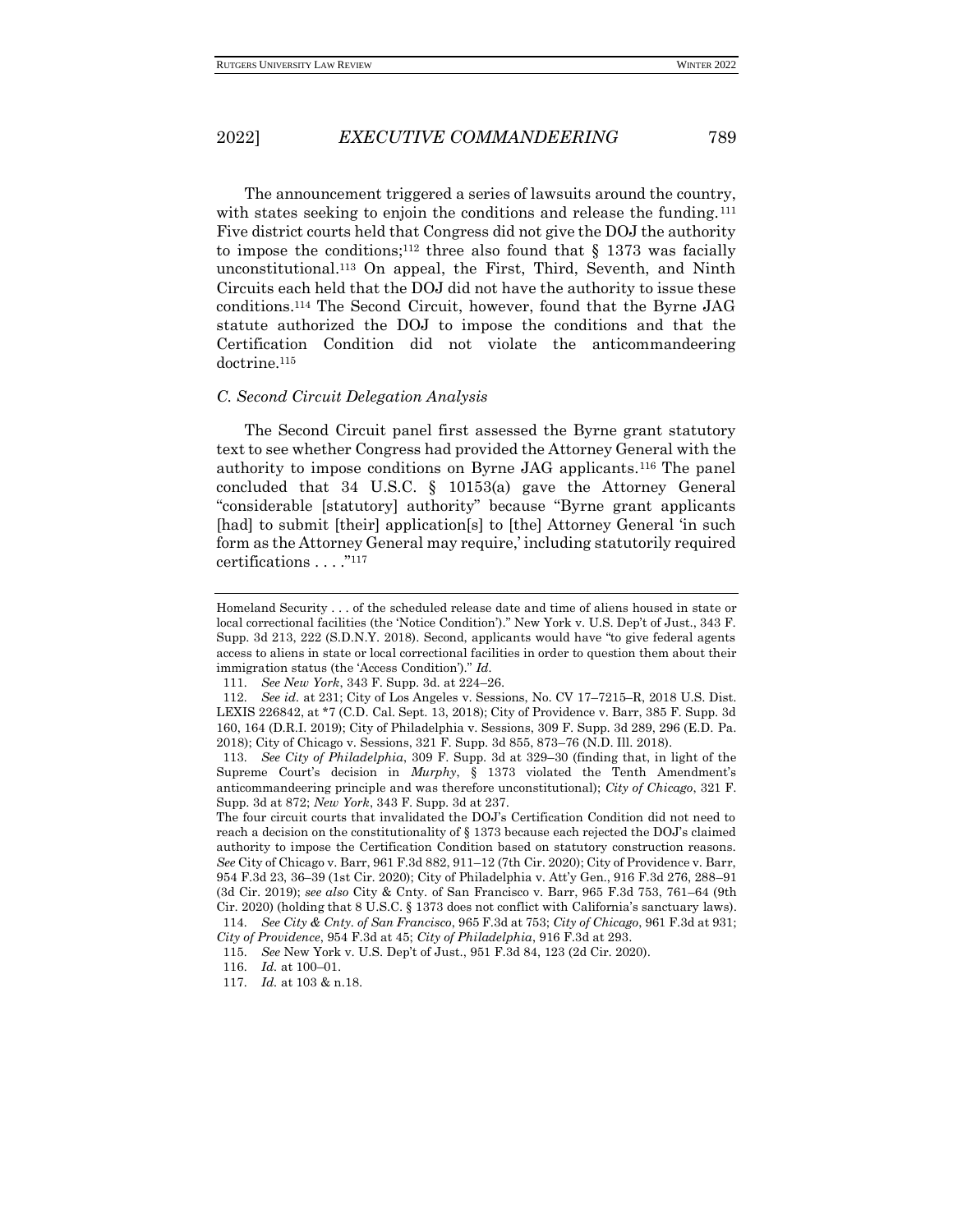The announcement triggered a series of lawsuits around the country, with states seeking to enjoin the conditions and release the funding.[111] Five district courts held that Congress did not give the DOJ the authority to impose the conditions;[112] three also found that § 1373 was facially unconstitutional.[113] On appeal, the First, Third, Seventh, and Ninth Circuits each held that the DOJ did not have the authority to issue these conditions.[114] The Second Circuit, however, found that the Byrne JAG statute authorized the DOJ to impose the conditions and that the Certification Condition did not violate the anticommandeering doctrine.[115]

### *C. Second Circuit Delegation Analysis*

The Second Circuit panel first assessed the Byrne grant statutory text to see whether Congress had provided the Attorney General with the authority to impose conditions on Byrne JAG applicants.[116] The panel concluded that 34 U.S.C. § 10153(a) gave the Attorney General "considerable [statutory] authority" because "Byrne grant applicants [had] to submit [their] application[s] to [the] Attorney General 'in such form as the Attorney General may require,' including statutorily required certifications . . . ."[117]

---

Homeland Security . . . of the scheduled release date and time of aliens housed in state or local correctional facilities (the 'Notice Condition')." New York v. U.S. Dep't of Just., 343 F. Supp. 3d 213, 222 (S.D.N.Y. 2018). Second, applicants would have "to give federal agents access to aliens in state or local correctional facilities in order to question them about their immigration status (the 'Access Condition')." *Id.*

111. *See New York*, 343 F. Supp. 3d. at 224–26.

112. *See id.* at 231; City of Los Angeles v. Sessions, No. CV 17–7215–R, 2018 U.S. Dist. LEXIS 226842, at *7 (C.D. Cal. Sept. 13, 2018); City of Providence v. Barr, 385 F. Supp. 3d 160, 164 (D.R.I. 2019); City of Philadelphia v. Sessions, 309 F. Supp. 3d 289, 296 (E.D. Pa. 2018); City of Chicago v. Sessions, 321 F. Supp. 3d 855, 873–76 (N.D. Ill. 2018).

113. *See City of Philadelphia*, 309 F. Supp. 3d at 329–30 (finding that, in light of the Supreme Court's decision in *Murphy*, § 1373 violated the Tenth Amendment's anticommandeering principle and was therefore unconstitutional); *City of Chicago*, 321 F. Supp. 3d at 872; *New York*, 343 F. Supp. 3d at 237.

The four circuit courts that invalidated the DOJ's Certification Condition did not need to reach a decision on the constitutionality of § 1373 because each rejected the DOJ's claimed authority to impose the Certification Condition based on statutory construction reasons. *See* City of Chicago v. Barr, 961 F.3d 882, 911–12 (7th Cir. 2020); City of Providence v. Barr, 954 F.3d 23, 36–39 (1st Cir. 2020); City of Philadelphia v. Att'y Gen., 916 F.3d 276, 288–91 (3d Cir. 2019); *see also* City & Cnty. of San Francisco v. Barr, 965 F.3d 753, 761–64 (9th Cir. 2020) (holding that 8 U.S.C. § 1373 does not conflict with California's sanctuary laws).

114. *See City & Cnty. of San Francisco*, 965 F.3d at 753; *City of Chicago*, 961 F.3d at 931; *City of Providence*, 954 F.3d at 45; *City of Philadelphia*, 916 F.3d at 293.

115. *See* New York v. U.S. Dep't of Just., 951 F.3d 84, 123 (2d Cir. 2020).

116. *Id.* at 100–01.

117. *Id.* at 103 & n.18.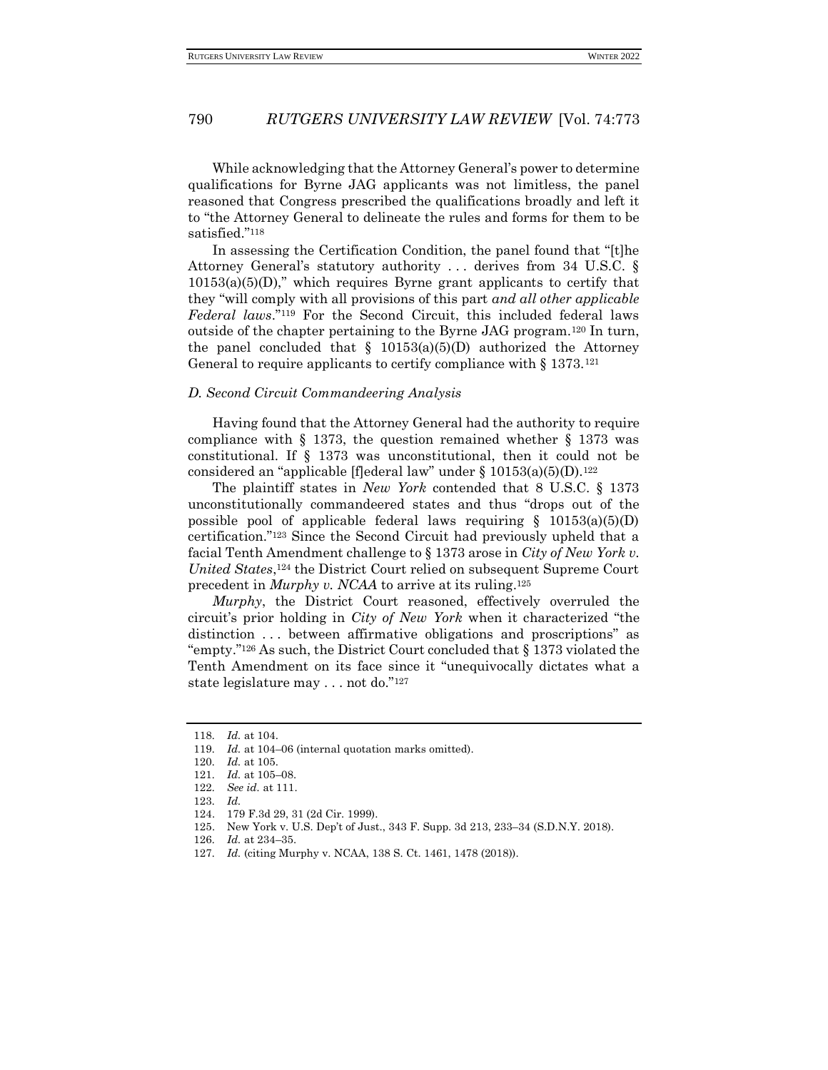While acknowledging that the Attorney General's power to determine qualifications for Byrne JAG applicants was not limitless, the panel reasoned that Congress prescribed the qualifications broadly and left it to "the Attorney General to delineate the rules and forms for them to be satisfied."[118]

In assessing the Certification Condition, the panel found that "[t]he Attorney General's statutory authority . . . derives from 34 U.S.C. § 10153(a)(5)(D)," which requires Byrne grant applicants to certify that they "will comply with all provisions of this part *and all other applicable Federal laws*."[119] For the Second Circuit, this included federal laws outside of the chapter pertaining to the Byrne JAG program.[120] In turn, the panel concluded that § 10153(a)(5)(D) authorized the Attorney General to require applicants to certify compliance with § 1373.[121]

### *D. Second Circuit Commandeering Analysis*

Having found that the Attorney General had the authority to require compliance with § 1373, the question remained whether § 1373 was constitutional. If § 1373 was unconstitutional, then it could not be considered an "applicable [f]ederal law" under § 10153(a)(5)(D).[122]

The plaintiff states in *New York* contended that 8 U.S.C. § 1373 unconstitutionally commandeered states and thus "drops out of the possible pool of applicable federal laws requiring § 10153(a)(5)(D) certification."[123] Since the Second Circuit had previously upheld that a facial Tenth Amendment challenge to § 1373 arose in *City of New York v. United States*,[124] the District Court relied on subsequent Supreme Court precedent in *Murphy v. NCAA* to arrive at its ruling.[125]

*Murphy*, the District Court reasoned, effectively overruled the circuit's prior holding in *City of New York* when it characterized "the distinction . . . between affirmative obligations and proscriptions" as "empty."[126] As such, the District Court concluded that § 1373 violated the Tenth Amendment on its face since it "unequivocally dictates what a state legislature may . . . not do."[127]

---

118. *Id.* at 104.
119. *Id.* at 104–06 (internal quotation marks omitted).
120. *Id.* at 105.
121. *Id.* at 105–08.
122. *See id.* at 111.
123. *Id.*
124. 179 F.3d 29, 31 (2d Cir. 1999).
125. New York v. U.S. Dep't of Just., 343 F. Supp. 3d 213, 233–34 (S.D.N.Y. 2018).
126. *Id.* at 234–35.
127. *Id.* (citing Murphy v. NCAA, 138 S. Ct. 1461, 1478 (2018)).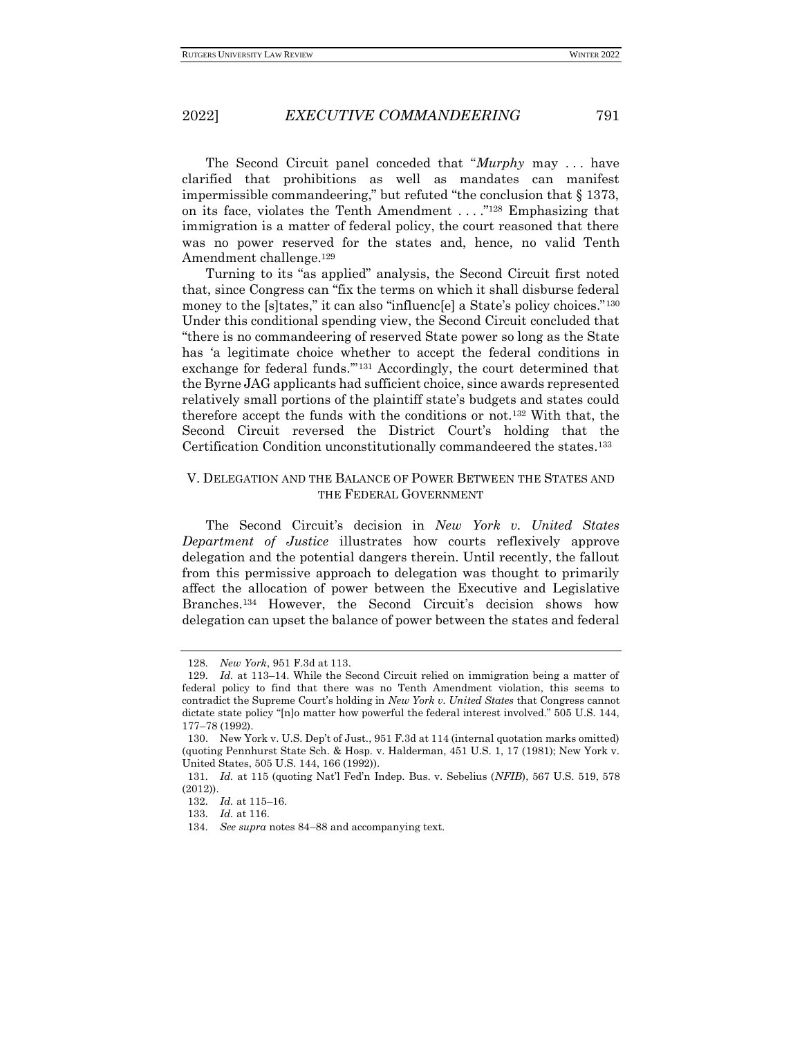The Second Circuit panel conceded that "*Murphy* may . . . have clarified that prohibitions as well as mandates can manifest impermissible commandeering," but refuted "the conclusion that § 1373, on its face, violates the Tenth Amendment . . . ."[128] Emphasizing that immigration is a matter of federal policy, the court reasoned that there was no power reserved for the states and, hence, no valid Tenth Amendment challenge.[129]

Turning to its "as applied" analysis, the Second Circuit first noted that, since Congress can "fix the terms on which it shall disburse federal money to the [s]tates," it can also "influenc[e] a State's policy choices."[130] Under this conditional spending view, the Second Circuit concluded that "there is no commandeering of reserved State power so long as the State has 'a legitimate choice whether to accept the federal conditions in exchange for federal funds.'"[131] Accordingly, the court determined that the Byrne JAG applicants had sufficient choice, since awards represented relatively small portions of the plaintiff state's budgets and states could therefore accept the funds with the conditions or not.[132] With that, the Second Circuit reversed the District Court's holding that the Certification Condition unconstitutionally commandeered the states.[133]

## V. Delegation and the Balance of Power Between the States and the Federal Government

The Second Circuit's decision in *New York v. United States Department of Justice* illustrates how courts reflexively approve delegation and the potential dangers therein. Until recently, the fallout from this permissive approach to delegation was thought to primarily affect the allocation of power between the Executive and Legislative Branches.[134] However, the Second Circuit's decision shows how delegation can upset the balance of power between the states and federal

---

128. *New York*, 951 F.3d at 113.

129. *Id.* at 113–14. While the Second Circuit relied on immigration being a matter of federal policy to find that there was no Tenth Amendment violation, this seems to contradict the Supreme Court's holding in *New York v. United States* that Congress cannot dictate state policy "[n]o matter how powerful the federal interest involved." 505 U.S. 144, 177–78 (1992).

130. New York v. U.S. Dep't of Just., 951 F.3d at 114 (internal quotation marks omitted) (quoting Pennhurst State Sch. & Hosp. v. Halderman, 451 U.S. 1, 17 (1981); New York v. United States, 505 U.S. 144, 166 (1992)).

131. *Id.* at 115 (quoting Nat'l Fed'n Indep. Bus. v. Sebelius (*NFIB*), 567 U.S. 519, 578 (2012)).

132. *Id.* at 115–16.

133. *Id.* at 116.

134. *See supra* notes 84–88 and accompanying text.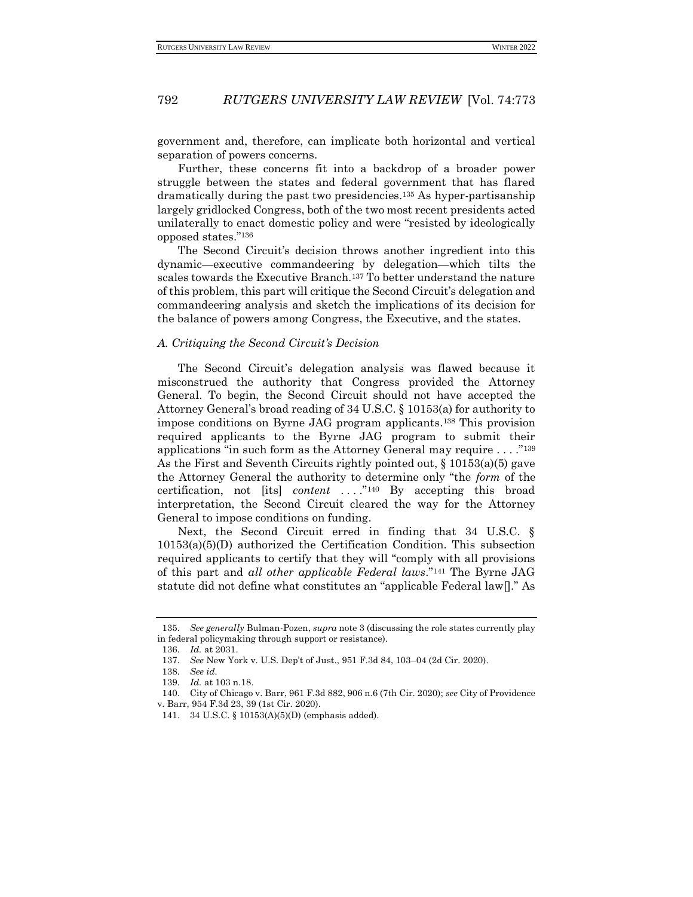government and, therefore, can implicate both horizontal and vertical separation of powers concerns.

Further, these concerns fit into a backdrop of a broader power struggle between the states and federal government that has flared dramatically during the past two presidencies.[135] As hyper-partisanship largely gridlocked Congress, both of the two most recent presidents acted unilaterally to enact domestic policy and were "resisted by ideologically opposed states."[136]

The Second Circuit's decision throws another ingredient into this dynamic—executive commandeering by delegation—which tilts the scales towards the Executive Branch.[137] To better understand the nature of this problem, this part will critique the Second Circuit's delegation and commandeering analysis and sketch the implications of its decision for the balance of powers among Congress, the Executive, and the states.

### *A. Critiquing the Second Circuit's Decision*

The Second Circuit's delegation analysis was flawed because it misconstrued the authority that Congress provided the Attorney General. To begin, the Second Circuit should not have accepted the Attorney General's broad reading of 34 U.S.C. § 10153(a) for authority to impose conditions on Byrne JAG program applicants.[138] This provision required applicants to the Byrne JAG program to submit their applications "in such form as the Attorney General may require . . . ."[139] As the First and Seventh Circuits rightly pointed out, § 10153(a)(5) gave the Attorney General the authority to determine only "the *form* of the certification, not [its] *content* . . . ."[140] By accepting this broad interpretation, the Second Circuit cleared the way for the Attorney General to impose conditions on funding.

Next, the Second Circuit erred in finding that 34 U.S.C. § 10153(a)(5)(D) authorized the Certification Condition. This subsection required applicants to certify that they will "comply with all provisions of this part and *all other applicable Federal laws*."[141] The Byrne JAG statute did not define what constitutes an "applicable Federal law[]." As

---

135. *See generally* Bulman-Pozen, *supra* note 3 (discussing the role states currently play in federal policymaking through support or resistance).

136. *Id.* at 2031.

137. *See* New York v. U.S. Dep't of Just., 951 F.3d 84, 103–04 (2d Cir. 2020).

138. *See id.*

139. *Id.* at 103 n.18.

140. City of Chicago v. Barr, 961 F.3d 882, 906 n.6 (7th Cir. 2020); *see* City of Providence v. Barr, 954 F.3d 23, 39 (1st Cir. 2020).

141. 34 U.S.C. § 10153(A)(5)(D) (emphasis added).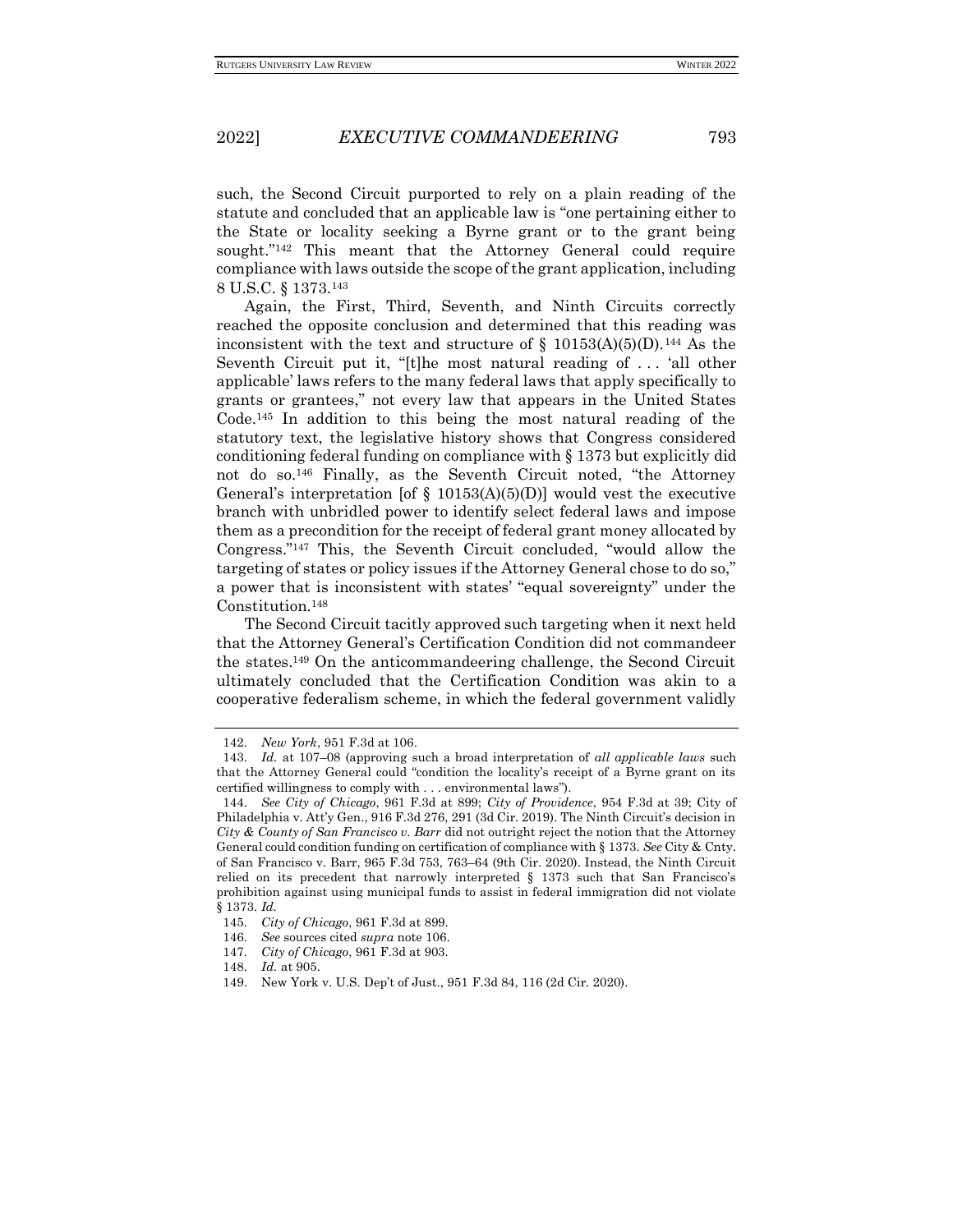such, the Second Circuit purported to rely on a plain reading of the statute and concluded that an applicable law is "one pertaining either to the State or locality seeking a Byrne grant or to the grant being sought."[142] This meant that the Attorney General could require compliance with laws outside the scope of the grant application, including 8 U.S.C. § 1373.[143]

Again, the First, Third, Seventh, and Ninth Circuits correctly reached the opposite conclusion and determined that this reading was inconsistent with the text and structure of § 10153(A)(5)(D).[144] As the Seventh Circuit put it, "[t]he most natural reading of . . . 'all other applicable' laws refers to the many federal laws that apply specifically to grants or grantees," not every law that appears in the United States Code.[145] In addition to this being the most natural reading of the statutory text, the legislative history shows that Congress considered conditioning federal funding on compliance with § 1373 but explicitly did not do so.[146] Finally, as the Seventh Circuit noted, "the Attorney General's interpretation [of § 10153(A)(5)(D)] would vest the executive branch with unbridled power to identify select federal laws and impose them as a precondition for the receipt of federal grant money allocated by Congress."[147] This, the Seventh Circuit concluded, "would allow the targeting of states or policy issues if the Attorney General chose to do so," a power that is inconsistent with states' "equal sovereignty" under the Constitution.[148]

The Second Circuit tacitly approved such targeting when it next held that the Attorney General's Certification Condition did not commandeer the states.[149] On the anticommandeering challenge, the Second Circuit ultimately concluded that the Certification Condition was akin to a cooperative federalism scheme, in which the federal government validly

---

142. *New York*, 951 F.3d at 106.

143. *Id.* at 107–08 (approving such a broad interpretation of *all applicable laws* such that the Attorney General could "condition the locality's receipt of a Byrne grant on its certified willingness to comply with . . . environmental laws").

144. *See City of Chicago*, 961 F.3d at 899; *City of Providence*, 954 F.3d at 39; City of Philadelphia v. Att'y Gen., 916 F.3d 276, 291 (3d Cir. 2019). The Ninth Circuit's decision in *City & County of San Francisco v. Barr* did not outright reject the notion that the Attorney General could condition funding on certification of compliance with § 1373. *See* City & Cnty. of San Francisco v. Barr, 965 F.3d 753, 763–64 (9th Cir. 2020). Instead, the Ninth Circuit relied on its precedent that narrowly interpreted § 1373 such that San Francisco's prohibition against using municipal funds to assist in federal immigration did not violate § 1373. *Id.*

145. *City of Chicago*, 961 F.3d at 899.

146. *See* sources cited *supra* note 106.

147. *City of Chicago*, 961 F.3d at 903.

148. *Id.* at 905.

149. New York v. U.S. Dep't of Just., 951 F.3d 84, 116 (2d Cir. 2020).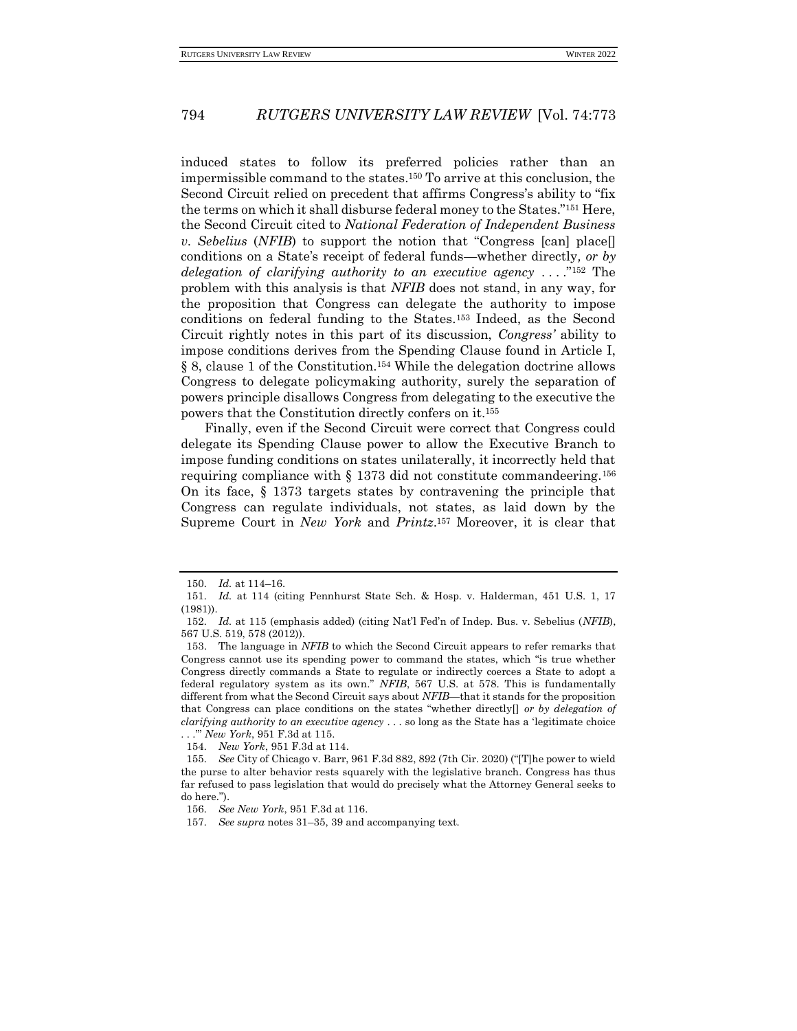induced states to follow its preferred policies rather than an impermissible command to the states.[150] To arrive at this conclusion, the Second Circuit relied on precedent that affirms Congress's ability to "fix the terms on which it shall disburse federal money to the States."[151] Here, the Second Circuit cited to *National Federation of Independent Business v. Sebelius* (*NFIB*) to support the notion that "Congress [can] place[] conditions on a State's receipt of federal funds—whether directly, *or by delegation of clarifying authority to an executive agency* . . . ."[152] The problem with this analysis is that *NFIB* does not stand, in any way, for the proposition that Congress can delegate the authority to impose conditions on federal funding to the States.[153] Indeed, as the Second Circuit rightly notes in this part of its discussion, *Congress'* ability to impose conditions derives from the Spending Clause found in Article I, § 8, clause 1 of the Constitution.[154] While the delegation doctrine allows Congress to delegate policymaking authority, surely the separation of powers principle disallows Congress from delegating to the executive the powers that the Constitution directly confers on it.[155]

Finally, even if the Second Circuit were correct that Congress could delegate its Spending Clause power to allow the Executive Branch to impose funding conditions on states unilaterally, it incorrectly held that requiring compliance with § 1373 did not constitute commandeering.[156] On its face, § 1373 targets states by contravening the principle that Congress can regulate individuals, not states, as laid down by the Supreme Court in *New York* and *Printz*.[157] Moreover, it is clear that

---

150. *Id.* at 114–16.

151. *Id.* at 114 (citing Pennhurst State Sch. & Hosp. v. Halderman, 451 U.S. 1, 17 (1981)).

152. *Id.* at 115 (emphasis added) (citing Nat'l Fed'n of Indep. Bus. v. Sebelius (*NFIB*), 567 U.S. 519, 578 (2012)).

153. The language in *NFIB* to which the Second Circuit appears to refer remarks that Congress cannot use its spending power to command the states, which "is true whether Congress directly commands a State to regulate or indirectly coerces a State to adopt a federal regulatory system as its own." *NFIB*, 567 U.S. at 578. This is fundamentally different from what the Second Circuit says about *NFIB*—that it stands for the proposition that Congress can place conditions on the states "whether directly[] *or by delegation of clarifying authority to an executive agency* . . . so long as the State has a 'legitimate choice . . .'" *New York*, 951 F.3d at 115.

154. *New York*, 951 F.3d at 114.

155. *See* City of Chicago v. Barr, 961 F.3d 882, 892 (7th Cir. 2020) ("[T]he power to wield the purse to alter behavior rests squarely with the legislative branch. Congress has thus far refused to pass legislation that would do precisely what the Attorney General seeks to do here.").

156. *See New York*, 951 F.3d at 116.

157. *See supra* notes 31–35, 39 and accompanying text.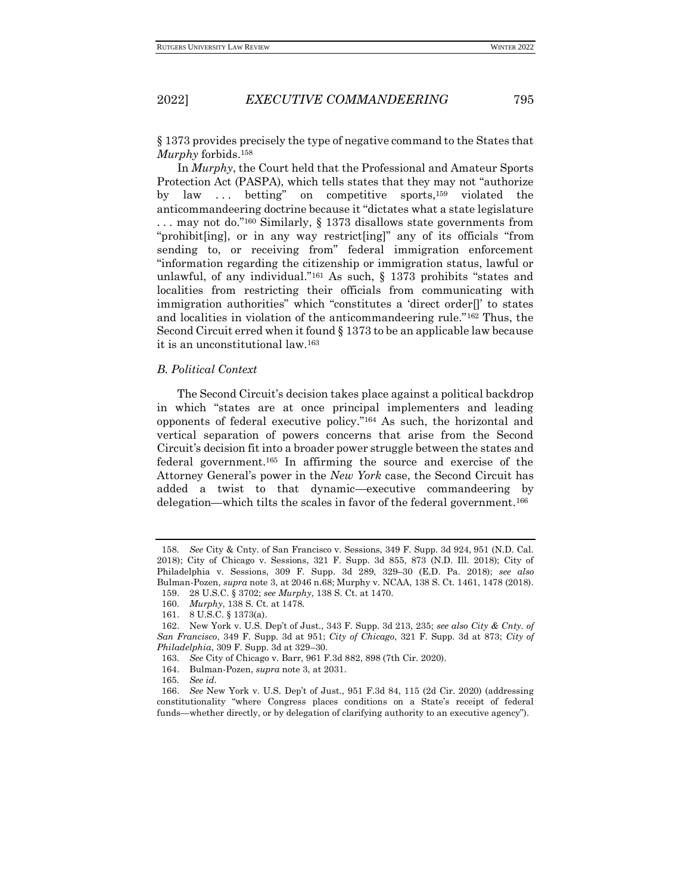§ 1373 provides precisely the type of negative command to the States that *Murphy* forbids.[158]

In *Murphy*, the Court held that the Professional and Amateur Sports Protection Act (PASPA), which tells states that they may not "authorize by law . . . betting" on competitive sports,[159] violated the anticommandeering doctrine because it "dictates what a state legislature . . . may not do."[160] Similarly, § 1373 disallows state governments from "prohibit[ing], or in any way restrict[ing]" any of its officials "from sending to, or receiving from" federal immigration enforcement "information regarding the citizenship or immigration status, lawful or unlawful, of any individual."[161] As such, § 1373 prohibits "states and localities from restricting their officials from communicating with immigration authorities" which "constitutes a 'direct order[]' to states and localities in violation of the anticommandeering rule."[162] Thus, the Second Circuit erred when it found § 1373 to be an applicable law because it is an unconstitutional law.[163]

### *B. Political Context*

The Second Circuit's decision takes place against a political backdrop in which "states are at once principal implementers and leading opponents of federal executive policy."[164] As such, the horizontal and vertical separation of powers concerns that arise from the Second Circuit's decision fit into a broader power struggle between the states and federal government.[165] In affirming the source and exercise of the Attorney General's power in the *New York* case, the Second Circuit has added a twist to that dynamic—executive commandeering by delegation—which tilts the scales in favor of the federal government.[166]

---

158. *See* City & Cnty. of San Francisco v. Sessions, 349 F. Supp. 3d 924, 951 (N.D. Cal. 2018); City of Chicago v. Sessions, 321 F. Supp. 3d 855, 873 (N.D. Ill. 2018); City of Philadelphia v. Sessions, 309 F. Supp. 3d 289, 329–30 (E.D. Pa. 2018); *see also* Bulman-Pozen, *supra* note 3, at 2046 n.68; Murphy v. NCAA, 138 S. Ct. 1461, 1478 (2018).

159. 28 U.S.C. § 3702; *see Murphy*, 138 S. Ct. at 1470.

160. *Murphy*, 138 S. Ct. at 1478.

161. 8 U.S.C. § 1373(a).

162. New York v. U.S. Dep't of Just., 343 F. Supp. 3d 213, 235; *see also City & Cnty. of San Francisco*, 349 F. Supp. 3d at 951; *City of Chicago*, 321 F. Supp. 3d at 873; *City of Philadelphia*, 309 F. Supp. 3d at 329–30.

163. *See* City of Chicago v. Barr, 961 F.3d 882, 898 (7th Cir. 2020).

164. Bulman-Pozen, *supra* note 3, at 2031.

165. *See id.*

166. *See* New York v. U.S. Dep't of Just., 951 F.3d 84, 115 (2d Cir. 2020) (addressing constitutionality "where Congress places conditions on a State's receipt of federal funds—whether directly, or by delegation of clarifying authority to an executive agency").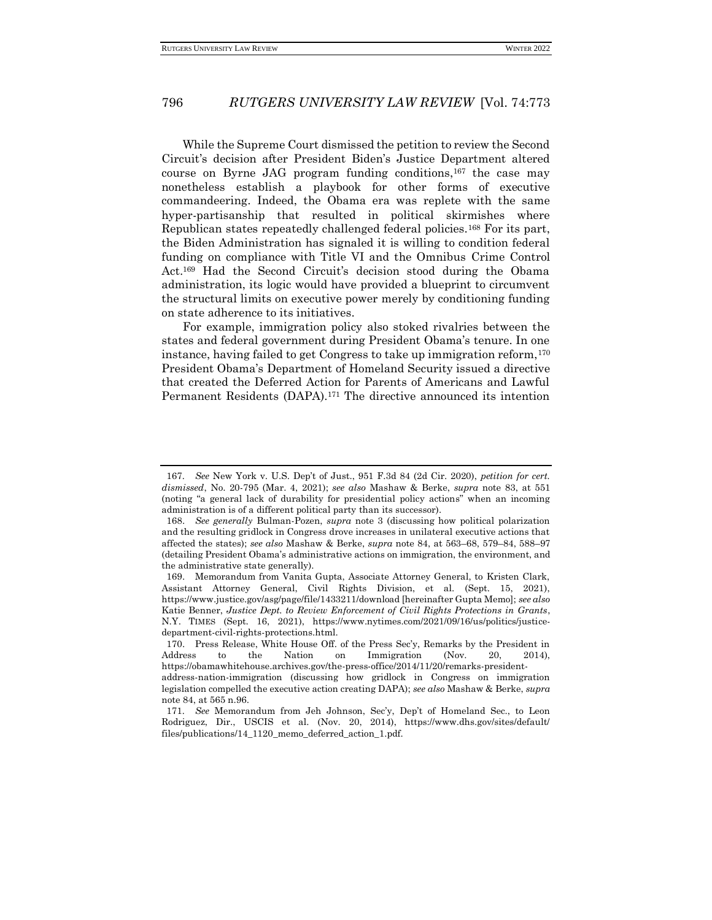While the Supreme Court dismissed the petition to review the Second Circuit's decision after President Biden's Justice Department altered course on Byrne JAG program funding conditions,[167] the case may nonetheless establish a playbook for other forms of executive commandeering. Indeed, the Obama era was replete with the same hyper-partisanship that resulted in political skirmishes where Republican states repeatedly challenged federal policies.[168] For its part, the Biden Administration has signaled it is willing to condition federal funding on compliance with Title VI and the Omnibus Crime Control Act.[169] Had the Second Circuit's decision stood during the Obama administration, its logic would have provided a blueprint to circumvent the structural limits on executive power merely by conditioning funding on state adherence to its initiatives.

For example, immigration policy also stoked rivalries between the states and federal government during President Obama's tenure. In one instance, having failed to get Congress to take up immigration reform,[170] President Obama's Department of Homeland Security issued a directive that created the Deferred Action for Parents of Americans and Lawful Permanent Residents (DAPA).[171] The directive announced its intention

---

167. *See* New York v. U.S. Dep't of Just., 951 F.3d 84 (2d Cir. 2020), *petition for cert. dismissed*, No. 20-795 (Mar. 4, 2021); *see also* Mashaw & Berke, *supra* note 83, at 551 (noting "a general lack of durability for presidential policy actions" when an incoming administration is of a different political party than its successor).

168. *See generally* Bulman-Pozen, *supra* note 3 (discussing how political polarization and the resulting gridlock in Congress drove increases in unilateral executive actions that affected the states); *see also* Mashaw & Berke, *supra* note 84, at 563–68, 579–84, 588–97 (detailing President Obama's administrative actions on immigration, the environment, and the administrative state generally).

169. Memorandum from Vanita Gupta, Associate Attorney General, to Kristen Clark, Assistant Attorney General, Civil Rights Division, et al. (Sept. 15, 2021), https://www.justice.gov/asg/page/file/1433211/download [hereinafter Gupta Memo]; *see also* Katie Benner, *Justice Dept. to Review Enforcement of Civil Rights Protections in Grants*, N.Y. TIMES (Sept. 16, 2021), https://www.nytimes.com/2021/09/16/us/politics/justice-department-civil-rights-protections.html.

170. Press Release, White House Off. of the Press Sec'y, Remarks by the President in Address to the Nation on Immigration (Nov. 20, 2014), https://obamawhitehouse.archives.gov/the-press-office/2014/11/20/remarks-president-address-nation-immigration (discussing how gridlock in Congress on immigration legislation compelled the executive action creating DAPA); *see also* Mashaw & Berke, *supra* note 84, at 565 n.96.

171. *See* Memorandum from Jeh Johnson, Sec'y, Dep't of Homeland Sec., to Leon Rodriguez, Dir., USCIS et al. (Nov. 20, 2014), https://www.dhs.gov/sites/default/files/publications/14_1120_memo_deferred_action_1.pdf.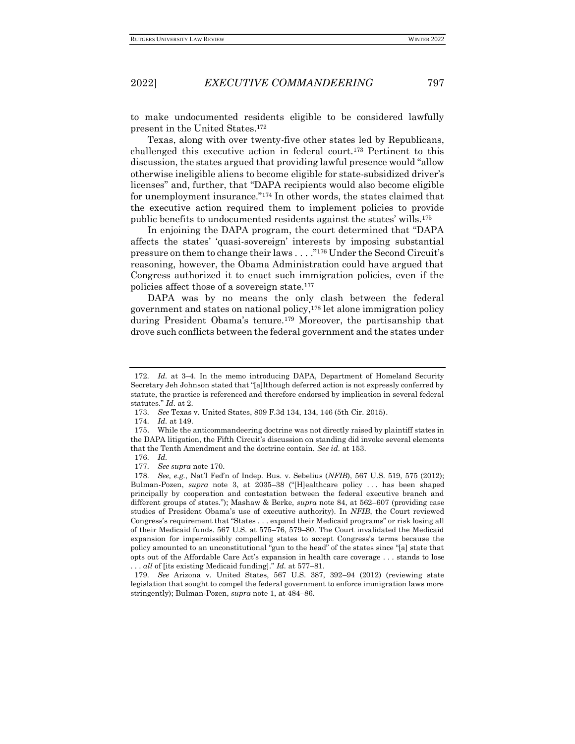to make undocumented residents eligible to be considered lawfully present in the United States.[172]

Texas, along with over twenty-five other states led by Republicans, challenged this executive action in federal court.[173] Pertinent to this discussion, the states argued that providing lawful presence would "allow otherwise ineligible aliens to become eligible for state-subsidized driver's licenses" and, further, that "DAPA recipients would also become eligible for unemployment insurance."[174] In other words, the states claimed that the executive action required them to implement policies to provide public benefits to undocumented residents against the states' wills.[175]

In enjoining the DAPA program, the court determined that "DAPA affects the states' 'quasi-sovereign' interests by imposing substantial pressure on them to change their laws . . . ."[176] Under the Second Circuit's reasoning, however, the Obama Administration could have argued that Congress authorized it to enact such immigration policies, even if the policies affect those of a sovereign state.[177]

DAPA was by no means the only clash between the federal government and states on national policy,[178] let alone immigration policy during President Obama's tenure.[179] Moreover, the partisanship that drove such conflicts between the federal government and the states under

---

172. *Id.* at 3–4. In the memo introducing DAPA, Department of Homeland Security Secretary Jeh Johnson stated that "[a]lthough deferred action is not expressly conferred by statute, the practice is referenced and therefore endorsed by implication in several federal statutes." *Id.* at 2.

173. *See* Texas v. United States, 809 F.3d 134, 134, 146 (5th Cir. 2015).

174. *Id.* at 149.

175. While the anticommandeering doctrine was not directly raised by plaintiff states in the DAPA litigation, the Fifth Circuit's discussion on standing did invoke several elements that the Tenth Amendment and the doctrine contain. *See id.* at 153.

176. *Id.*

177. *See supra* note 170.

178. *See, e.g.*, Nat'l Fed'n of Indep. Bus. v. Sebelius (*NFIB*), 567 U.S. 519, 575 (2012); Bulman-Pozen, *supra* note 3, at 2035–38 ("[H]ealthcare policy . . . has been shaped principally by cooperation and contestation between the federal executive branch and different groups of states."); Mashaw & Berke, *supra* note 84, at 562–607 (providing case studies of President Obama's use of executive authority). In *NFIB*, the Court reviewed Congress's requirement that "States . . . expand their Medicaid programs" or risk losing all of their Medicaid funds. 567 U.S. at 575–76, 579–80. The Court invalidated the Medicaid expansion for impermissibly compelling states to accept Congress's terms because the policy amounted to an unconstitutional "gun to the head" of the states since "[a] state that opts out of the Affordable Care Act's expansion in health care coverage . . . stands to lose . . . *all* of [its existing Medicaid funding]." *Id.* at 577–81.

179. *See* Arizona v. United States, 567 U.S. 387, 392–94 (2012) (reviewing state legislation that sought to compel the federal government to enforce immigration laws more stringently); Bulman-Pozen, *supra* note 1, at 484–86.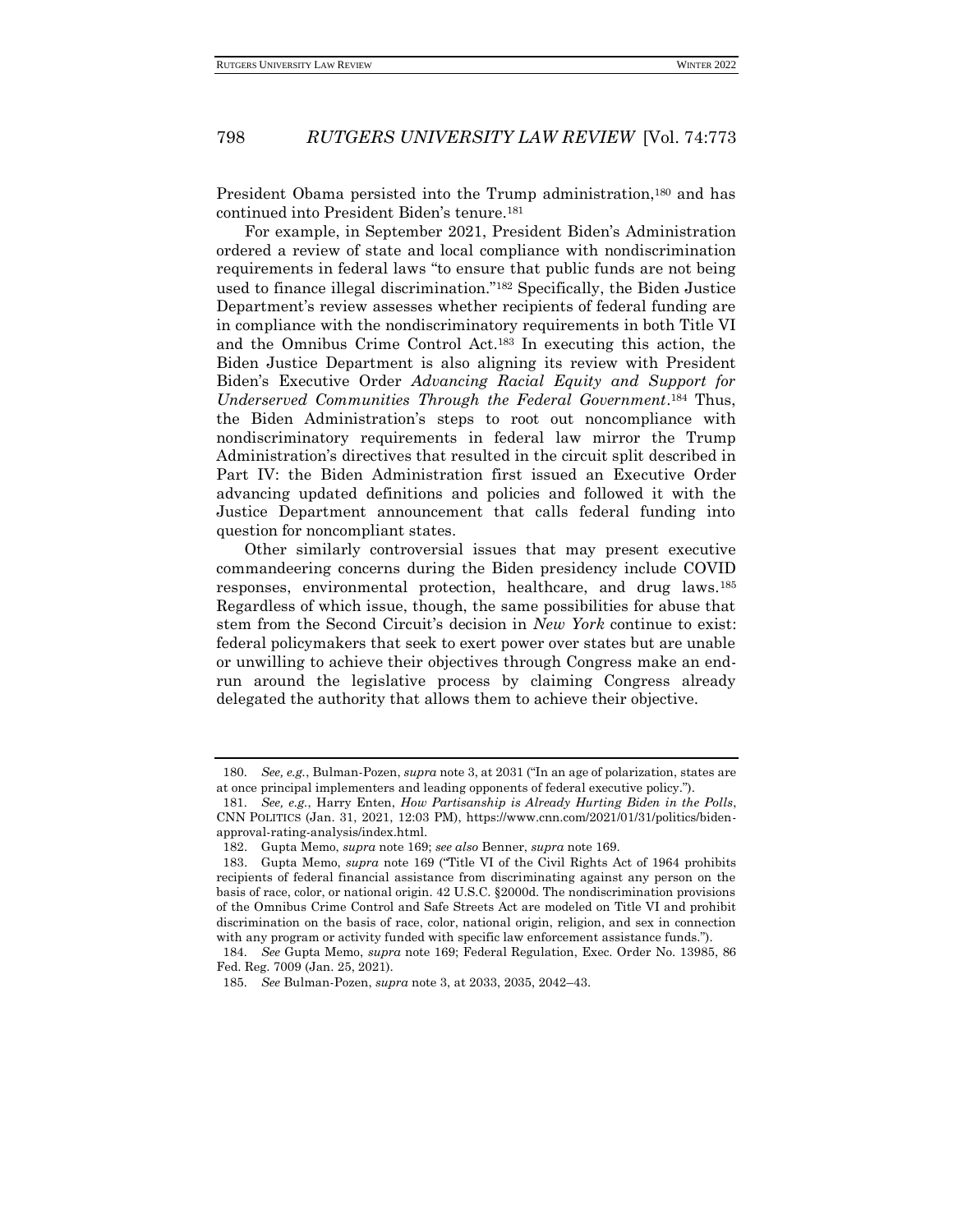President Obama persisted into the Trump administration,[180] and has continued into President Biden's tenure.[181]

For example, in September 2021, President Biden's Administration ordered a review of state and local compliance with nondiscrimination requirements in federal laws "to ensure that public funds are not being used to finance illegal discrimination."[182] Specifically, the Biden Justice Department's review assesses whether recipients of federal funding are in compliance with the nondiscriminatory requirements in both Title VI and the Omnibus Crime Control Act.[183] In executing this action, the Biden Justice Department is also aligning its review with President Biden's Executive Order *Advancing Racial Equity and Support for Underserved Communities Through the Federal Government*.[184] Thus, the Biden Administration's steps to root out noncompliance with nondiscriminatory requirements in federal law mirror the Trump Administration's directives that resulted in the circuit split described in Part IV: the Biden Administration first issued an Executive Order advancing updated definitions and policies and followed it with the Justice Department announcement that calls federal funding into question for noncompliant states.

Other similarly controversial issues that may present executive commandeering concerns during the Biden presidency include COVID responses, environmental protection, healthcare, and drug laws.[185] Regardless of which issue, though, the same possibilities for abuse that stem from the Second Circuit's decision in *New York* continue to exist: federal policymakers that seek to exert power over states but are unable or unwilling to achieve their objectives through Congress make an end-run around the legislative process by claiming Congress already delegated the authority that allows them to achieve their objective.

---

180. *See, e.g.*, Bulman-Pozen, *supra* note 3, at 2031 ("In an age of polarization, states are at once principal implementers and leading opponents of federal executive policy.").

181. *See, e.g.*, Harry Enten, *How Partisanship is Already Hurting Biden in the Polls*, CNN POLITICS (Jan. 31, 2021, 12:03 PM), https://www.cnn.com/2021/01/31/politics/biden-approval-rating-analysis/index.html.

182. Gupta Memo, *supra* note 169; *see also* Benner, *supra* note 169.

183. Gupta Memo, *supra* note 169 ("Title VI of the Civil Rights Act of 1964 prohibits recipients of federal financial assistance from discriminating against any person on the basis of race, color, or national origin. 42 U.S.C. §2000d. The nondiscrimination provisions of the Omnibus Crime Control and Safe Streets Act are modeled on Title VI and prohibit discrimination on the basis of race, color, national origin, religion, and sex in connection with any program or activity funded with specific law enforcement assistance funds.").

184. *See* Gupta Memo, *supra* note 169; Federal Regulation, Exec. Order No. 13985, 86 Fed. Reg. 7009 (Jan. 25, 2021).

185. *See* Bulman-Pozen, *supra* note 3, at 2033, 2035, 2042–43.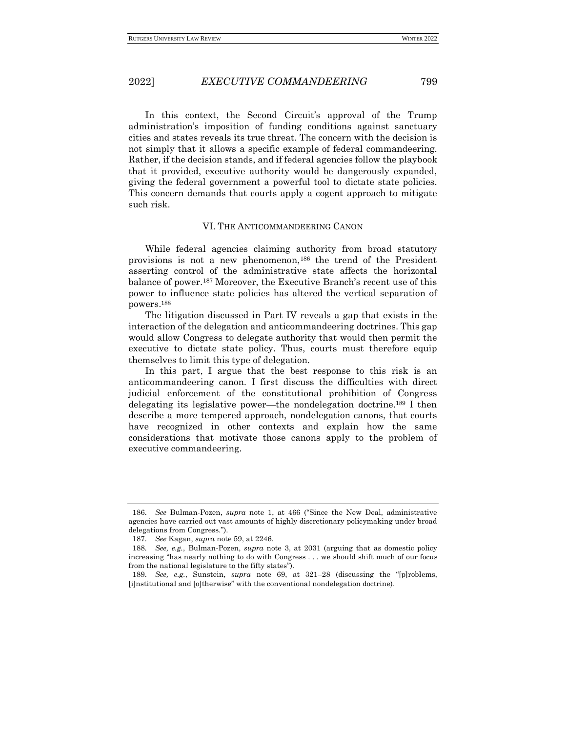In this context, the Second Circuit's approval of the Trump administration's imposition of funding conditions against sanctuary cities and states reveals its true threat. The concern with the decision is not simply that it allows a specific example of federal commandeering. Rather, if the decision stands, and if federal agencies follow the playbook that it provided, executive authority would be dangerously expanded, giving the federal government a powerful tool to dictate state policies. This concern demands that courts apply a cogent approach to mitigate such risk.

## VI. THE ANTICOMMANDEERING CANON

While federal agencies claiming authority from broad statutory provisions is not a new phenomenon,[186] the trend of the President asserting control of the administrative state affects the horizontal balance of power.[187] Moreover, the Executive Branch's recent use of this power to influence state policies has altered the vertical separation of powers.[188]

The litigation discussed in Part IV reveals a gap that exists in the interaction of the delegation and anticommandeering doctrines. This gap would allow Congress to delegate authority that would then permit the executive to dictate state policy. Thus, courts must therefore equip themselves to limit this type of delegation.

In this part, I argue that the best response to this risk is an anticommandeering canon. I first discuss the difficulties with direct judicial enforcement of the constitutional prohibition of Congress delegating its legislative power—the nondelegation doctrine.[189] I then describe a more tempered approach, nondelegation canons, that courts have recognized in other contexts and explain how the same considerations that motivate those canons apply to the problem of executive commandeering.

---

186. *See* Bulman-Pozen, *supra* note 1, at 466 ("Since the New Deal, administrative agencies have carried out vast amounts of highly discretionary policymaking under broad delegations from Congress.").

187. *See* Kagan, *supra* note 59, at 2246.

188. *See, e.g.*, Bulman-Pozen, *supra* note 3, at 2031 (arguing that as domestic policy increasing "has nearly nothing to do with Congress . . . we should shift much of our focus from the national legislature to the fifty states").

189. *See, e.g.*, Sunstein, *supra* note 69, at 321–28 (discussing the "[p]roblems, [i]nstitutional and [o]therwise" with the conventional nondelegation doctrine).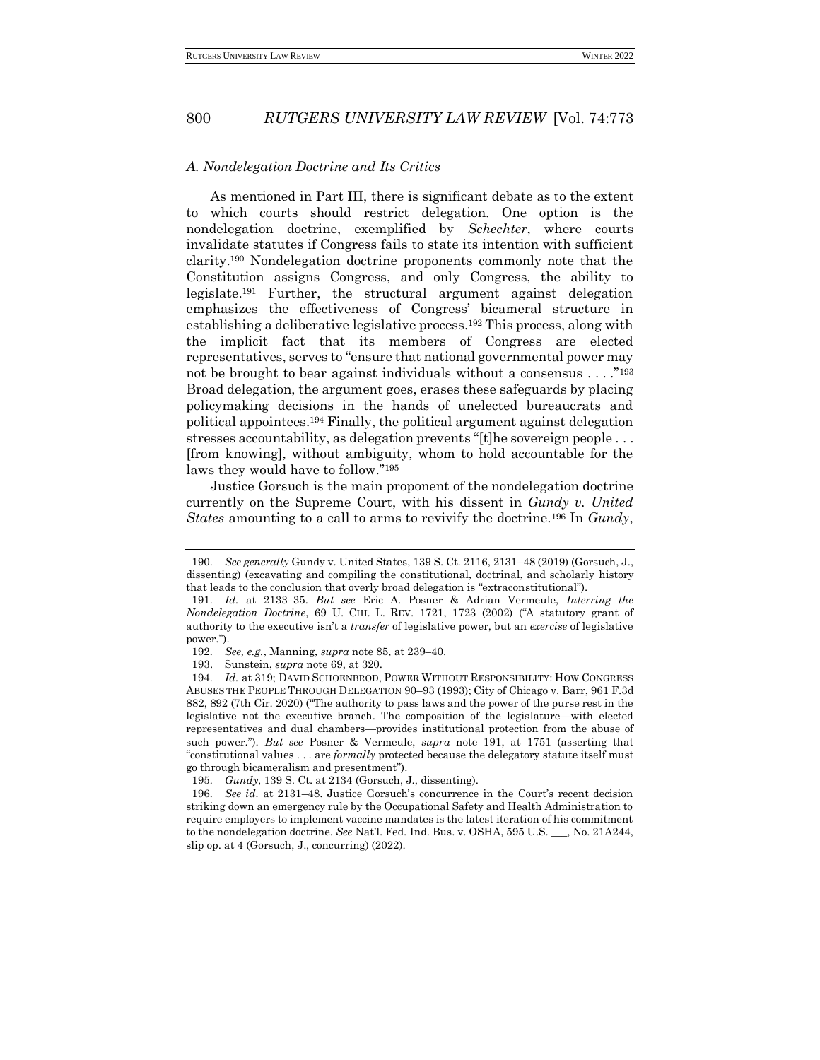### *A. Nondelegation Doctrine and Its Critics*

As mentioned in Part III, there is significant debate as to the extent to which courts should restrict delegation. One option is the nondelegation doctrine, exemplified by *Schechter*, where courts invalidate statutes if Congress fails to state its intention with sufficient clarity.[190] Nondelegation doctrine proponents commonly note that the Constitution assigns Congress, and only Congress, the ability to legislate.[191] Further, the structural argument against delegation emphasizes the effectiveness of Congress' bicameral structure in establishing a deliberative legislative process.[192] This process, along with the implicit fact that its members of Congress are elected representatives, serves to "ensure that national governmental power may not be brought to bear against individuals without a consensus . . . ."[193] Broad delegation, the argument goes, erases these safeguards by placing policymaking decisions in the hands of unelected bureaucrats and political appointees.[194] Finally, the political argument against delegation stresses accountability, as delegation prevents "[t]he sovereign people . . . [from knowing], without ambiguity, whom to hold accountable for the laws they would have to follow."[195]

Justice Gorsuch is the main proponent of the nondelegation doctrine currently on the Supreme Court, with his dissent in *Gundy v. United States* amounting to a call to arms to revivify the doctrine.[196] In *Gundy*,

---

190. *See generally* Gundy v. United States, 139 S. Ct. 2116, 2131–48 (2019) (Gorsuch, J., dissenting) (excavating and compiling the constitutional, doctrinal, and scholarly history that leads to the conclusion that overly broad delegation is "extraconstitutional").

191. *Id.* at 2133–35. *But see* Eric A. Posner & Adrian Vermeule, *Interring the Nondelegation Doctrine*, 69 U. CHI. L. REV. 1721, 1723 (2002) ("A statutory grant of authority to the executive isn't a *transfer* of legislative power, but an *exercise* of legislative power.").

192. *See, e.g.*, Manning, *supra* note 85, at 239–40.

193. Sunstein, *supra* note 69, at 320.

194. *Id.* at 319; DAVID SCHOENBROD, POWER WITHOUT RESPONSIBILITY: HOW CONGRESS ABUSES THE PEOPLE THROUGH DELEGATION 90–93 (1993); City of Chicago v. Barr, 961 F.3d 882, 892 (7th Cir. 2020) ("The authority to pass laws and the power of the purse rest in the legislative not the executive branch. The composition of the legislature—with elected representatives and dual chambers—provides institutional protection from the abuse of such power."). *But see* Posner & Vermeule, *supra* note 191, at 1751 (asserting that "constitutional values . . . are *formally* protected because the delegatory statute itself must go through bicameralism and presentment").

195. *Gundy*, 139 S. Ct. at 2134 (Gorsuch, J., dissenting).

196. *See id.* at 2131–48. Justice Gorsuch's concurrence in the Court's recent decision striking down an emergency rule by the Occupational Safety and Health Administration to require employers to implement vaccine mandates is the latest iteration of his commitment to the nondelegation doctrine. *See* Nat'l. Fed. Ind. Bus. v. OSHA, 595 U.S. ___, No. 21A244, slip op. at 4 (Gorsuch, J., concurring) (2022).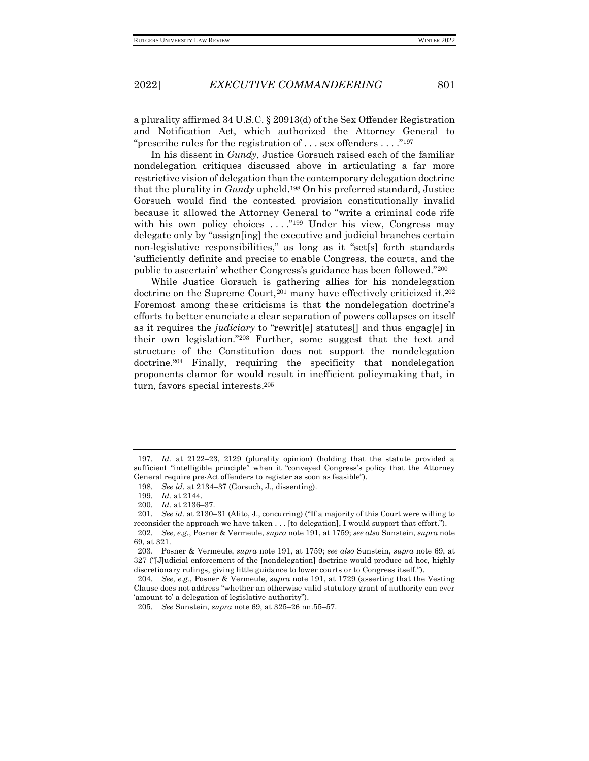a plurality affirmed 34 U.S.C. § 20913(d) of the Sex Offender Registration and Notification Act, which authorized the Attorney General to "prescribe rules for the registration of . . . sex offenders . . . ."[197]

In his dissent in *Gundy*, Justice Gorsuch raised each of the familiar nondelegation critiques discussed above in articulating a far more restrictive vision of delegation than the contemporary delegation doctrine that the plurality in *Gundy* upheld.[198] On his preferred standard, Justice Gorsuch would find the contested provision constitutionally invalid because it allowed the Attorney General to "write a criminal code rife with his own policy choices . . . ."[199] Under his view, Congress may delegate only by "assign[ing] the executive and judicial branches certain non-legislative responsibilities," as long as it "set[s] forth standards 'sufficiently definite and precise to enable Congress, the courts, and the public to ascertain' whether Congress's guidance has been followed."[200]

While Justice Gorsuch is gathering allies for his nondelegation doctrine on the Supreme Court,[201] many have effectively criticized it.[202] Foremost among these criticisms is that the nondelegation doctrine's efforts to better enunciate a clear separation of powers collapses on itself as it requires the *judiciary* to "rewrit[e] statutes[] and thus engag[e] in their own legislation."[203] Further, some suggest that the text and structure of the Constitution does not support the nondelegation doctrine.[204] Finally, requiring the specificity that nondelegation proponents clamor for would result in inefficient policymaking that, in turn, favors special interests.[205]

---

197. *Id.* at 2122–23, 2129 (plurality opinion) (holding that the statute provided a sufficient "intelligible principle" when it "conveyed Congress's policy that the Attorney General require pre-Act offenders to register as soon as feasible").

198. *See id.* at 2134–37 (Gorsuch, J., dissenting).

199. *Id.* at 2144.

200. *Id.* at 2136–37.

201. *See id.* at 2130–31 (Alito, J., concurring) ("If a majority of this Court were willing to reconsider the approach we have taken . . . [to delegation], I would support that effort.").

202. *See, e.g.*, Posner & Vermeule, *supra* note 191, at 1759; *see also* Sunstein, *supra* note 69, at 321.

203. Posner & Vermeule, *supra* note 191, at 1759; *see also* Sunstein, *supra* note 69, at 327 ("[J]udicial enforcement of the [nondelegation] doctrine would produce ad hoc, highly discretionary rulings, giving little guidance to lower courts or to Congress itself.").

204. *See, e.g.*, Posner & Vermeule, *supra* note 191, at 1729 (asserting that the Vesting Clause does not address "whether an otherwise valid statutory grant of authority can ever 'amount to' a delegation of legislative authority").

205. *See* Sunstein, *supra* note 69, at 325–26 nn.55–57.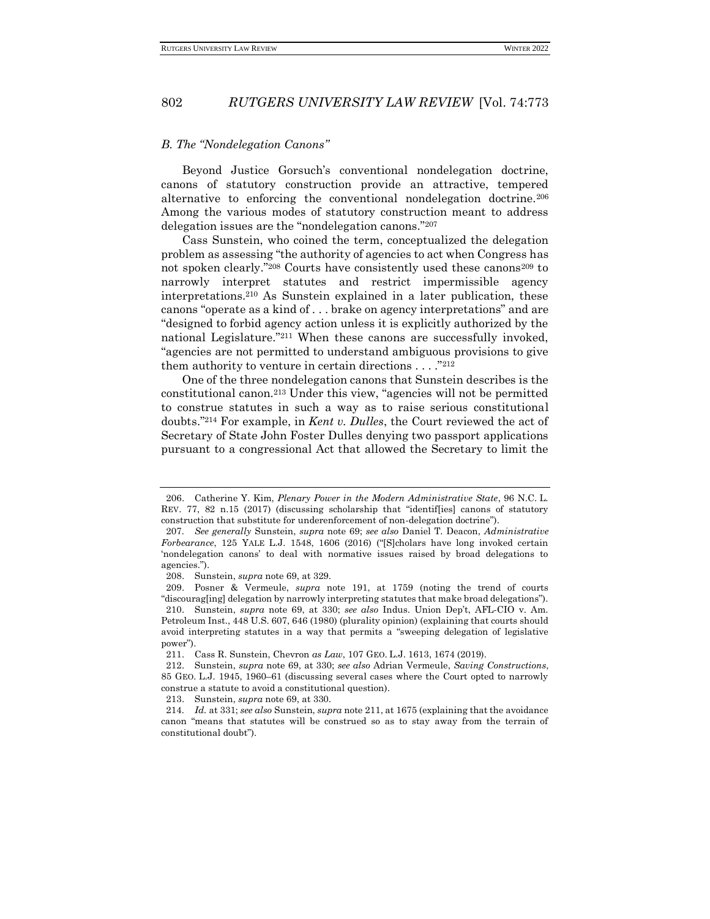### *B. The "Nondelegation Canons"*

Beyond Justice Gorsuch's conventional nondelegation doctrine, canons of statutory construction provide an attractive, tempered alternative to enforcing the conventional nondelegation doctrine.[206] Among the various modes of statutory construction meant to address delegation issues are the "nondelegation canons."[207]

Cass Sunstein, who coined the term, conceptualized the delegation problem as assessing "the authority of agencies to act when Congress has not spoken clearly."[208] Courts have consistently used these canons[209] to narrowly interpret statutes and restrict impermissible agency interpretations.[210] As Sunstein explained in a later publication, these canons "operate as a kind of . . . brake on agency interpretations" and are "designed to forbid agency action unless it is explicitly authorized by the national Legislature."[211] When these canons are successfully invoked, "agencies are not permitted to understand ambiguous provisions to give them authority to venture in certain directions . . . ."[212]

One of the three nondelegation canons that Sunstein describes is the constitutional canon.[213] Under this view, "agencies will not be permitted to construe statutes in such a way as to raise serious constitutional doubts."[214] For example, in *Kent v. Dulles*, the Court reviewed the act of Secretary of State John Foster Dulles denying two passport applications pursuant to a congressional Act that allowed the Secretary to limit the

---

206. Catherine Y. Kim, *Plenary Power in the Modern Administrative State*, 96 N.C. L. REV. 77, 82 n.15 (2017) (discussing scholarship that "identif[ies] canons of statutory construction that substitute for underenforcement of non-delegation doctrine").

207. *See generally* Sunstein, *supra* note 69; *see also* Daniel T. Deacon, *Administrative Forbearance*, 125 YALE L.J. 1548, 1606 (2016) ("[S]cholars have long invoked certain 'nondelegation canons' to deal with normative issues raised by broad delegations to agencies.").

208. Sunstein, *supra* note 69, at 329.

209. Posner & Vermeule, *supra* note 191, at 1759 (noting the trend of courts "discourag[ing] delegation by narrowly interpreting statutes that make broad delegations").

210. Sunstein, *supra* note 69, at 330; *see also* Indus. Union Dep't, AFL-CIO v. Am. Petroleum Inst., 448 U.S. 607, 646 (1980) (plurality opinion) (explaining that courts should avoid interpreting statutes in a way that permits a "sweeping delegation of legislative power").

211. Cass R. Sunstein, Chevron *as Law*, 107 GEO. L.J. 1613, 1674 (2019).

212. Sunstein, *supra* note 69, at 330; *see also* Adrian Vermeule, *Saving Constructions*, 85 GEO. L.J. 1945, 1960–61 (discussing several cases where the Court opted to narrowly construe a statute to avoid a constitutional question).

213. Sunstein, *supra* note 69, at 330.

214. *Id.* at 331; *see also* Sunstein, *supra* note 211, at 1675 (explaining that the avoidance canon "means that statutes will be construed so as to stay away from the terrain of constitutional doubt").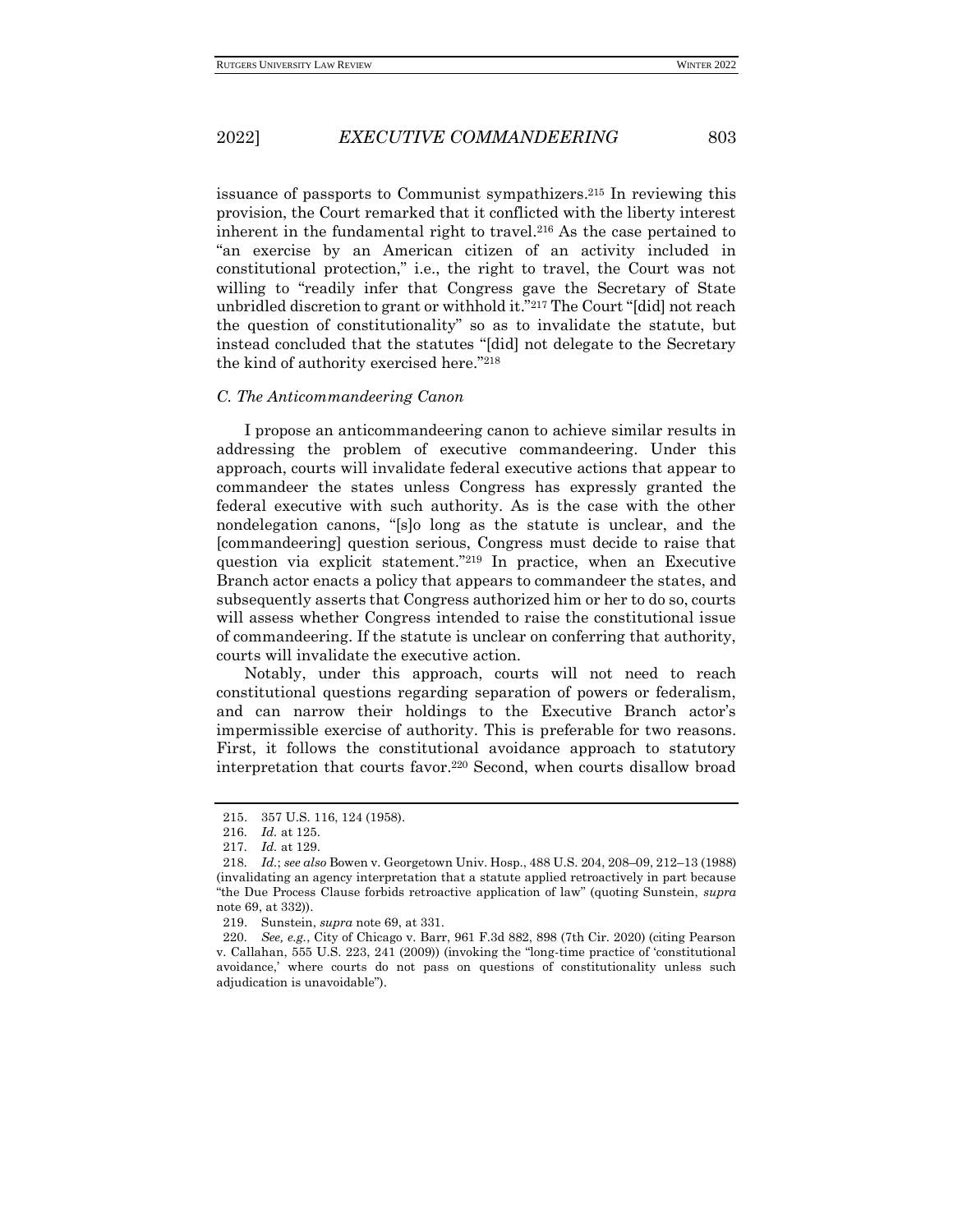issuance of passports to Communist sympathizers.[215] In reviewing this provision, the Court remarked that it conflicted with the liberty interest inherent in the fundamental right to travel.[216] As the case pertained to "an exercise by an American citizen of an activity included in constitutional protection," i.e., the right to travel, the Court was not willing to "readily infer that Congress gave the Secretary of State unbridled discretion to grant or withhold it."[217] The Court "[did] not reach the question of constitutionality" so as to invalidate the statute, but instead concluded that the statutes "[did] not delegate to the Secretary the kind of authority exercised here."[218]

### *C. The Anticommandeering Canon*

I propose an anticommandeering canon to achieve similar results in addressing the problem of executive commandeering. Under this approach, courts will invalidate federal executive actions that appear to commandeer the states unless Congress has expressly granted the federal executive with such authority. As is the case with the other nondelegation canons, "[s]o long as the statute is unclear, and the [commandeering] question serious, Congress must decide to raise that question via explicit statement."[219] In practice, when an Executive Branch actor enacts a policy that appears to commandeer the states, and subsequently asserts that Congress authorized him or her to do so, courts will assess whether Congress intended to raise the constitutional issue of commandeering. If the statute is unclear on conferring that authority, courts will invalidate the executive action.

Notably, under this approach, courts will not need to reach constitutional questions regarding separation of powers or federalism, and can narrow their holdings to the Executive Branch actor's impermissible exercise of authority. This is preferable for two reasons. First, it follows the constitutional avoidance approach to statutory interpretation that courts favor.[220] Second, when courts disallow broad

---

215. 357 U.S. 116, 124 (1958).

216. *Id.* at 125.

217. *Id.* at 129.

218. *Id.*; *see also* Bowen v. Georgetown Univ. Hosp., 488 U.S. 204, 208–09, 212–13 (1988) (invalidating an agency interpretation that a statute applied retroactively in part because "the Due Process Clause forbids retroactive application of law" (quoting Sunstein, *supra* note 69, at 332)).

219. Sunstein, *supra* note 69, at 331.

220. *See, e.g.*, City of Chicago v. Barr, 961 F.3d 882, 898 (7th Cir. 2020) (citing Pearson v. Callahan, 555 U.S. 223, 241 (2009)) (invoking the "long-time practice of 'constitutional avoidance,' where courts do not pass on questions of constitutionality unless such adjudication is unavoidable").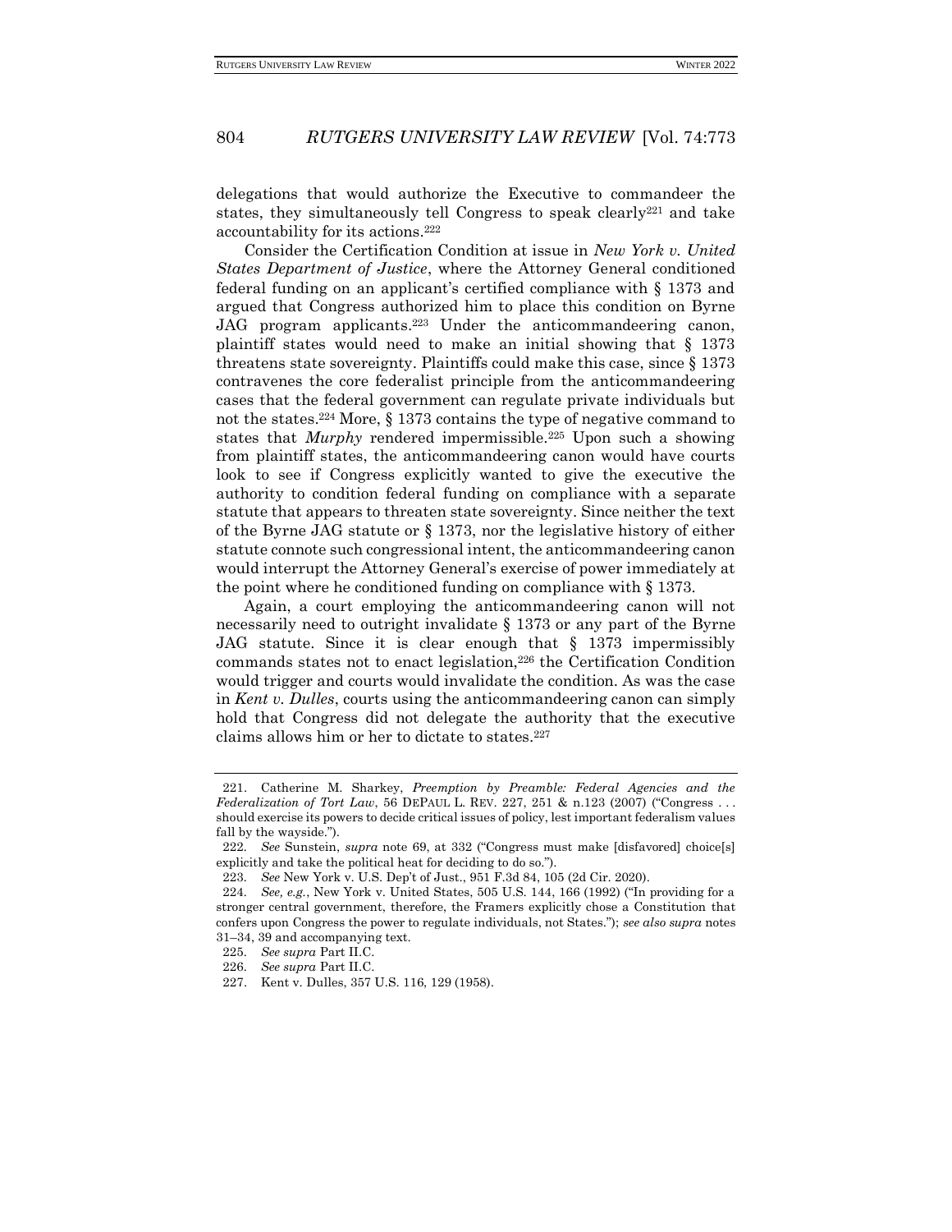delegations that would authorize the Executive to commandeer the states, they simultaneously tell Congress to speak clearly[221] and take accountability for its actions.[222]

Consider the Certification Condition at issue in *New York v. United States Department of Justice*, where the Attorney General conditioned federal funding on an applicant's certified compliance with § 1373 and argued that Congress authorized him to place this condition on Byrne JAG program applicants.[223] Under the anticommandeering canon, plaintiff states would need to make an initial showing that § 1373 threatens state sovereignty. Plaintiffs could make this case, since § 1373 contravenes the core federalist principle from the anticommandeering cases that the federal government can regulate private individuals but not the states.[224] More, § 1373 contains the type of negative command to states that *Murphy* rendered impermissible.[225] Upon such a showing from plaintiff states, the anticommandeering canon would have courts look to see if Congress explicitly wanted to give the executive the authority to condition federal funding on compliance with a separate statute that appears to threaten state sovereignty. Since neither the text of the Byrne JAG statute or § 1373, nor the legislative history of either statute connote such congressional intent, the anticommandeering canon would interrupt the Attorney General's exercise of power immediately at the point where he conditioned funding on compliance with § 1373.

Again, a court employing the anticommandeering canon will not necessarily need to outright invalidate § 1373 or any part of the Byrne JAG statute. Since it is clear enough that § 1373 impermissibly commands states not to enact legislation,[226] the Certification Condition would trigger and courts would invalidate the condition. As was the case in *Kent v. Dulles*, courts using the anticommandeering canon can simply hold that Congress did not delegate the authority that the executive claims allows him or her to dictate to states.[227]

---

221. Catherine M. Sharkey, *Preemption by Preamble: Federal Agencies and the Federalization of Tort Law*, 56 DEPAUL L. REV. 227, 251 & n.123 (2007) ("Congress . . . should exercise its powers to decide critical issues of policy, lest important federalism values fall by the wayside.").

222. *See* Sunstein, *supra* note 69, at 332 ("Congress must make [disfavored] choice[s] explicitly and take the political heat for deciding to do so.").

223. *See* New York v. U.S. Dep't of Just., 951 F.3d 84, 105 (2d Cir. 2020).

224. *See, e.g.*, New York v. United States, 505 U.S. 144, 166 (1992) ("In providing for a stronger central government, therefore, the Framers explicitly chose a Constitution that confers upon Congress the power to regulate individuals, not States."); *see also supra* notes 31–34, 39 and accompanying text.

225. *See supra* Part II.C.

226. *See supra* Part II.C.

227. Kent v. Dulles, 357 U.S. 116, 129 (1958).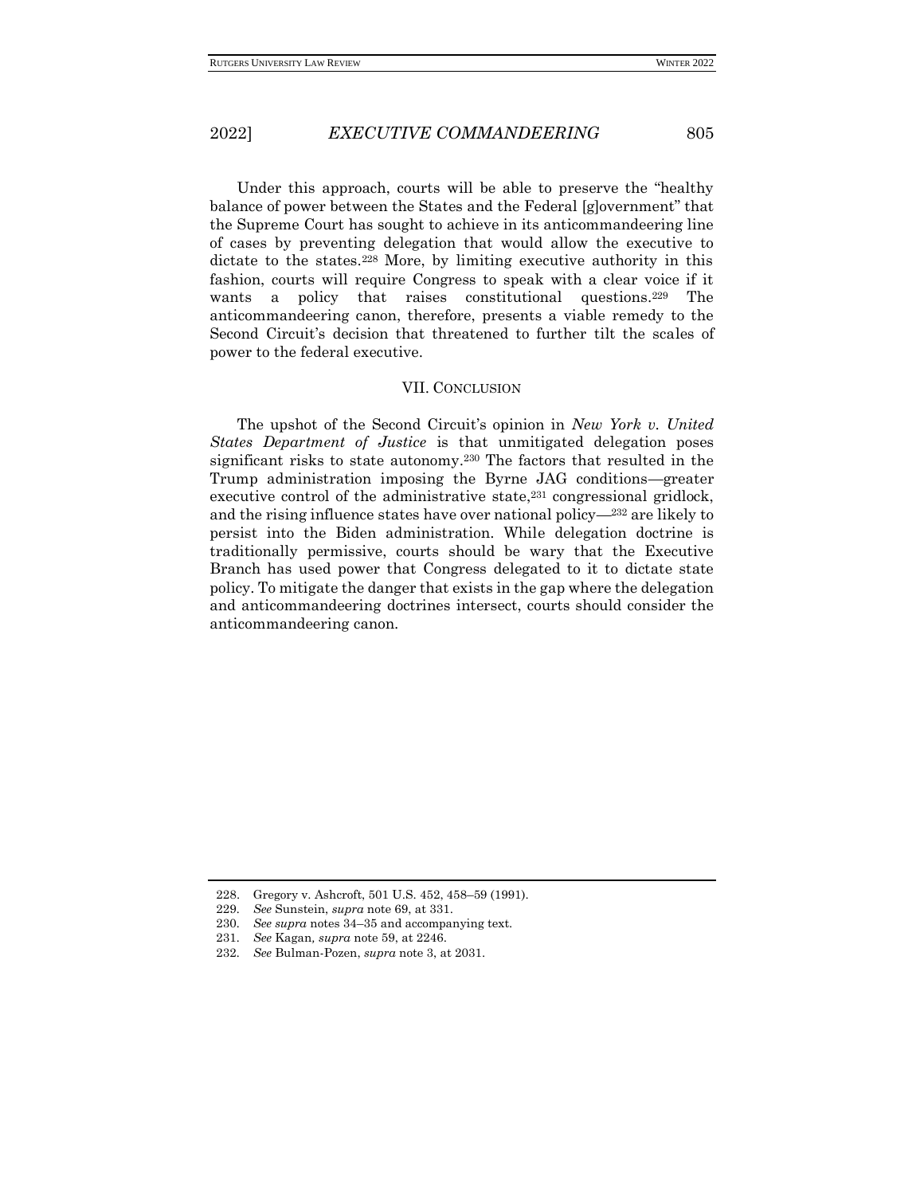Under this approach, courts will be able to preserve the "healthy balance of power between the States and the Federal [g]overnment" that the Supreme Court has sought to achieve in its anticommandeering line of cases by preventing delegation that would allow the executive to dictate to the states.[228] More, by limiting executive authority in this fashion, courts will require Congress to speak with a clear voice if it wants a policy that raises constitutional questions.[229] The anticommandeering canon, therefore, presents a viable remedy to the Second Circuit's decision that threatened to further tilt the scales of power to the federal executive.

## VII. CONCLUSION

The upshot of the Second Circuit's opinion in *New York v. United States Department of Justice* is that unmitigated delegation poses significant risks to state autonomy.[230] The factors that resulted in the Trump administration imposing the Byrne JAG conditions—greater executive control of the administrative state,[231] congressional gridlock, and the rising influence states have over national policy—[232] are likely to persist into the Biden administration. While delegation doctrine is traditionally permissive, courts should be wary that the Executive Branch has used power that Congress delegated to it to dictate state policy. To mitigate the danger that exists in the gap where the delegation and anticommandeering doctrines intersect, courts should consider the anticommandeering canon.

---

228. Gregory v. Ashcroft, 501 U.S. 452, 458–59 (1991).
229. *See* Sunstein, *supra* note 69, at 331.
230. *See supra* notes 34–35 and accompanying text.
231. *See* Kagan, *supra* note 59, at 2246.
232. *See* Bulman-Pozen, *supra* note 3, at 2031.